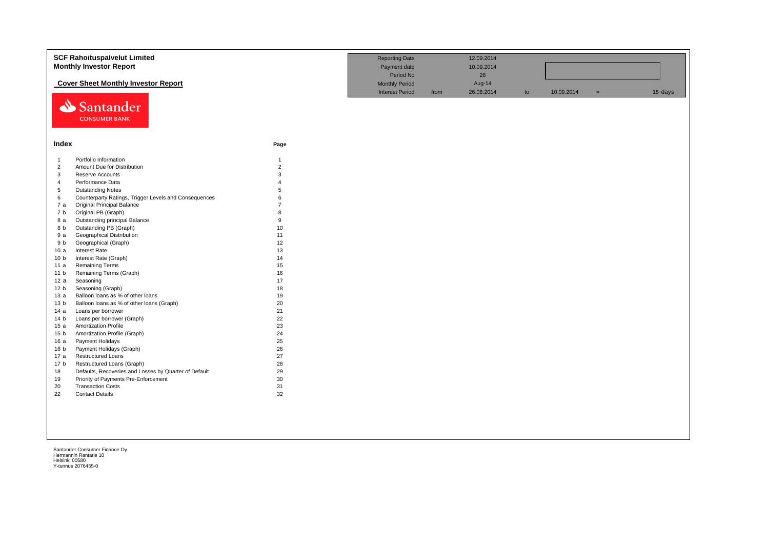# SCF Rahoituspalvelut Limited

## Monthly Investor Report

### Cover Sheet Monthly Investor Report

| | | | | | | |
|---|---|---|---|---|---|---|
| Reporting Date | | 12.09.2014 | | | | |
| Payment date | | 10.09.2014 | | | | |
| Period No | | 28 | | | | |
| Monthly Period | | Aug-14 | | | | |
| Interest Period | from | 26.08.2014 | to | 10.09.2014 | = | 15 days |

Santander CONSUMER BANK

## Index

| | | Page |
|---|---|---|
| 1 | Portfolio Information | 1 |
| 2 | Amount Due for Distribution | 2 |
| 3 | Reserve Accounts | 3 |
| 4 | Performance Data | 4 |
| 5 | Outstanding Notes | 5 |
| 6 | Counterparty Ratings, Trigger Levels and Consequences | 6 |
| 7 a | Original Principal Balance | 7 |
| 7 b | Original PB (Graph) | 8 |
| 8 a | Outstanding principal Balance | 9 |
| 8 b | Outstanding PB (Graph) | 10 |
| 9 a | Geographical Distribution | 11 |
| 9 b | Geographical (Graph) | 12 |
| 10 a | Interest Rate | 13 |
| 10 b | Interest Rate (Graph) | 14 |
| 11 a | Remaining Terms | 15 |
| 11 b | Remaining Terms (Graph) | 16 |
| 12 a | Seasoning | 17 |
| 12 b | Seasoning (Graph) | 18 |
| 13 a | Balloon loans as % of other loans | 19 |
| 13 b | Balloon loans as % of other loans (Graph) | 20 |
| 14 a | Loans per borrower | 21 |
| 14 b | Loans per borrower (Graph) | 22 |
| 15 a | Amortization Profile | 23 |
| 15 b | Amortization Profile (Graph) | 24 |
| 16 a | Payment Holidays | 25 |
| 16 b | Payment Holidays (Graph) | 26 |
| 17 a | Restructured Loans | 27 |
| 17 b | Restructured Loans (Graph) | 28 |
| 18 | Defaults, Recoveries and Losses by Quarter of Default | 29 |
| 19 | Priority of Payments Pre-Enforcement | 30 |
| 20 | Transaction Costs | 31 |
| 22 | Contact Details | 32 |

Santander Consumer Finance Oy
Hermannin Rantatie 10
Helsinki 00580
Y-tunnus 2076455-0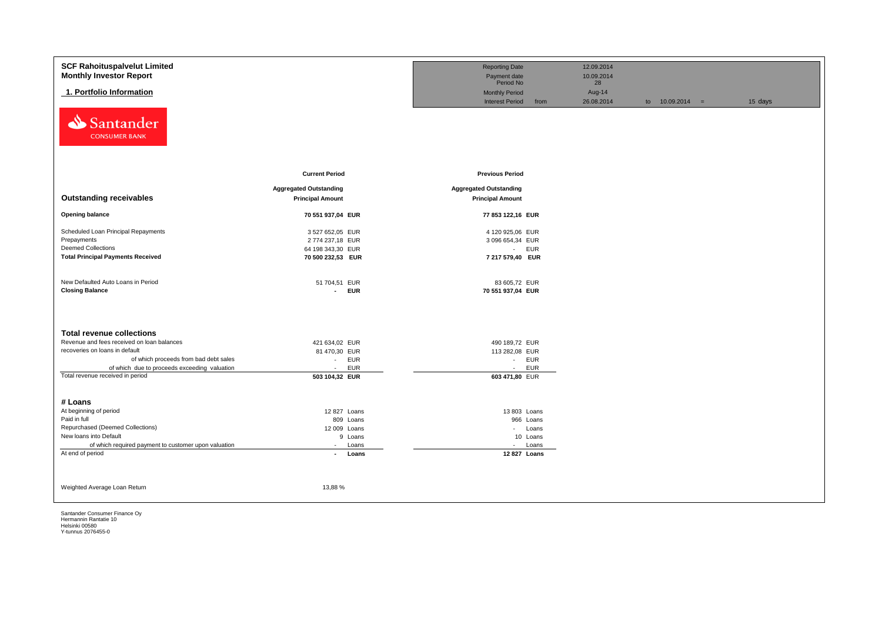**SCF Rahoituspalvelut Limited**
**Monthly Investor Report**

**1. Portfolio Information**

| | | | | |
|---|---|---|---|---|
| Reporting Date | | 12.09.2014 | | |
| Payment date | | 10.09.2014 | | |
| Period No | | 28 | | |
| Monthly Period | | Aug-14 | | |
| Interest Period | from | 26.08.2014 | to 10.09.2014 = | 15 days |

| | Current Period | Previous Period |
|---|---|---|
| **Outstanding receivables** | **Aggregated Outstanding Principal Amount** | **Aggregated Outstanding Principal Amount** |
| **Opening balance** | **70 551 937,04 EUR** | **77 853 122,16 EUR** |
| Scheduled Loan Principal Repayments | 3 527 652,05 EUR | 4 120 925,06 EUR |
| Prepayments | 2 774 237,18 EUR | 3 096 654,34 EUR |
| Deemed Collections | 64 198 343,30 EUR | - EUR |
| **Total Principal Payments Received** | **70 500 232,53 EUR** | **7 217 579,40 EUR** |
| New Defaulted Auto Loans in Period | 51 704,51 EUR | 83 605,72 EUR |
| **Closing Balance** | **- EUR** | **70 551 937,04 EUR** |

| **Total revenue collections** | Current Period | Previous Period |
|---|---|---|
| Revenue and fees received on loan balances | 421 634,02 EUR | 490 189,72 EUR |
| recoveries on loans in default | 81 470,30 EUR | 113 282,08 EUR |
| of which proceeds from bad debt sales | - EUR | - EUR |
| of which due to proceeds exceeding valuation | - EUR | - EUR |
| Total revenue received in period | **503 104,32 EUR** | 603 471,80 EUR |

| **# Loans** | Current Period | Previous Period |
|---|---|---|
| At beginning of period | 12 827 Loans | 13 803 Loans |
| Paid in full | 809 Loans | 966 Loans |
| Repurchased (Deemed Collections) | 12 009 Loans | - Loans |
| New loans into Default | 9 Loans | 10 Loans |
| of which required payment to customer upon valuation | - Loans | - Loans |
| At end of period | **- Loans** | **12 827 Loans** |

Weighted Average Loan Return 13,88 %

Santander Consumer Finance Oy
Hermannin Rantatie 10
Helsinki 00580
Y-tunnus 2076455-0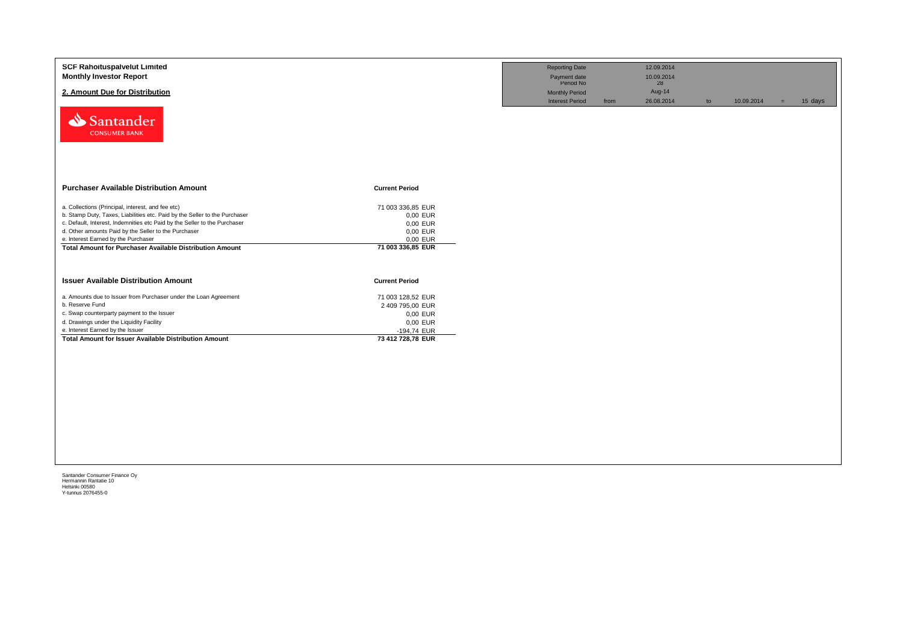**SCF Rahoituspalvelut Limited**
**Monthly Investor Report**

## 2. Amount Due for Distribution

| Reporting Date | | 12.09.2014 | | | | |
|---|---|---|---|---|---|---|
| Payment date | | 10.09.2014 | | | | |
| Period No | | 28 | | | | |
| Monthly Period | | Aug-14 | | | | |
| Interest Period | from | 26.08.2014 | to | 10.09.2014 | = | 15 days |

Santander CONSUMER BANK

| **Purchaser Available Distribution Amount** | **Current Period** |
|---|---|
| a. Collections (Principal, interest, and fee etc) | 71 003 336,85 EUR |
| b. Stamp Duty, Taxes, Liabilities etc. Paid by the Seller to the Purchaser | 0,00 EUR |
| c. Default, Interest, Indemnities etc Paid by the Seller to the Purchaser | 0,00 EUR |
| d. Other amounts Paid by the Seller to the Purchaser | 0,00 EUR |
| e. Interest Earned by the Purchaser | 0,00 EUR |
| **Total Amount for Purchaser Available Distribution Amount** | **71 003 336,85 EUR** |

| **Issuer Available Distribution Amount** | **Current Period** |
|---|---|
| a. Amounts due to Issuer from Purchaser under the Loan Agreement | 71 003 128,52 EUR |
| b. Reserve Fund | 2 409 795,00 EUR |
| c. Swap counterparty payment to the Issuer | 0,00 EUR |
| d. Drawings under the Liquidity Facility | 0,00 EUR |
| e. Interest Earned by the Issuer | -194,74 EUR |
| **Total Amount for Issuer Available Distribution Amount** | **73 412 728,78 EUR** |

Santander Consumer Finance Oy
Hermannin Rantatie 10
Helsinki 00580
Y-tunnus 2076455-0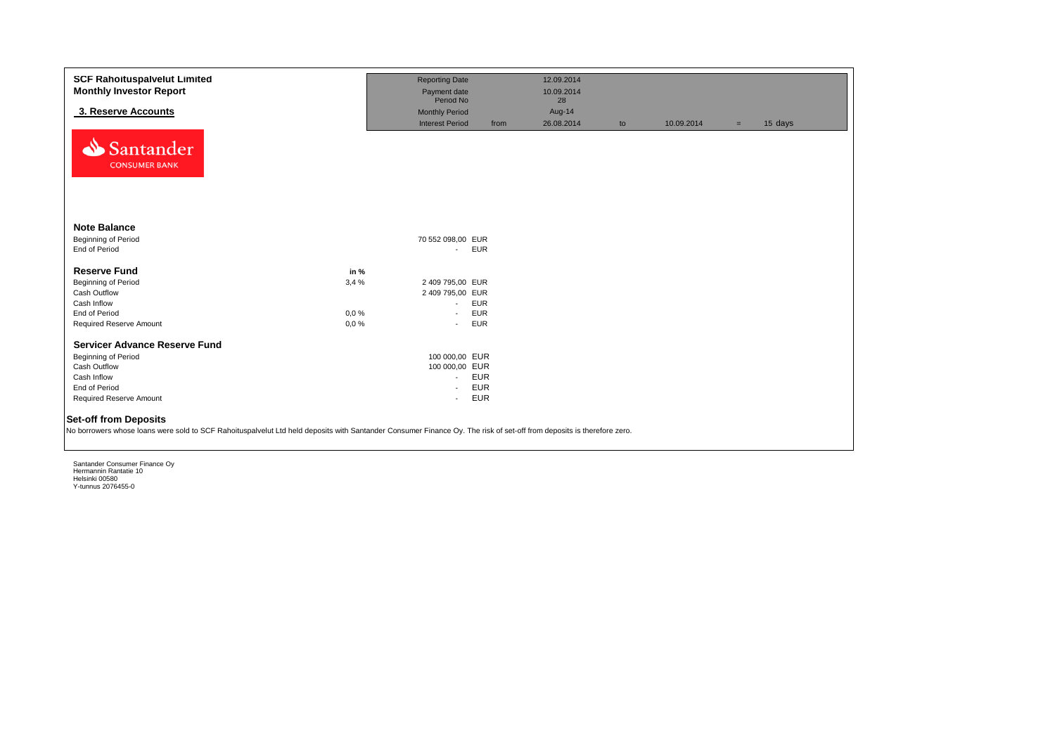**SCF Rahoituspalvelut Limited**
**Monthly Investor Report**

## 3. Reserve Accounts

| | | | | | | | |
|---|---|---|---|---|---|---|---|
| Reporting Date | | 12.09.2014 | | | | | |
| Payment date | | 10.09.2014 | | | | | |
| Period No | | 28 | | | | | |
| Monthly Period | | Aug-14 | | | | | |
| Interest Period | from | 26.08.2014 | to | 10.09.2014 | = | 15 days | |

Santander CONSUMER BANK

### Note Balance

| | | | |
|---|---|---|---|
| Beginning of Period | | 70 552 098,00 | EUR |
| End of Period | | - | EUR |

### Reserve Fund

| | in % | | |
|---|---|---|---|
| Beginning of Period | 3,4 % | 2 409 795,00 | EUR |
| Cash Outflow | | 2 409 795,00 | EUR |
| Cash Inflow | | - | EUR |
| End of Period | 0,0 % | - | EUR |
| Required Reserve Amount | 0,0 % | - | EUR |

### Servicer Advance Reserve Fund

| | | |
|---|---|---|
| Beginning of Period | 100 000,00 | EUR |
| Cash Outflow | 100 000,00 | EUR |
| Cash Inflow | - | EUR |
| End of Period | - | EUR |
| Required Reserve Amount | - | EUR |

### Set-off from Deposits

No borrowers whose loans were sold to SCF Rahoituspalvelut Ltd held deposits with Santander Consumer Finance Oy. The risk of set-off from deposits is therefore zero.

Santander Consumer Finance Oy
Hermannin Rantatie 10
Helsinki 00580
Y-tunnus 2076455-0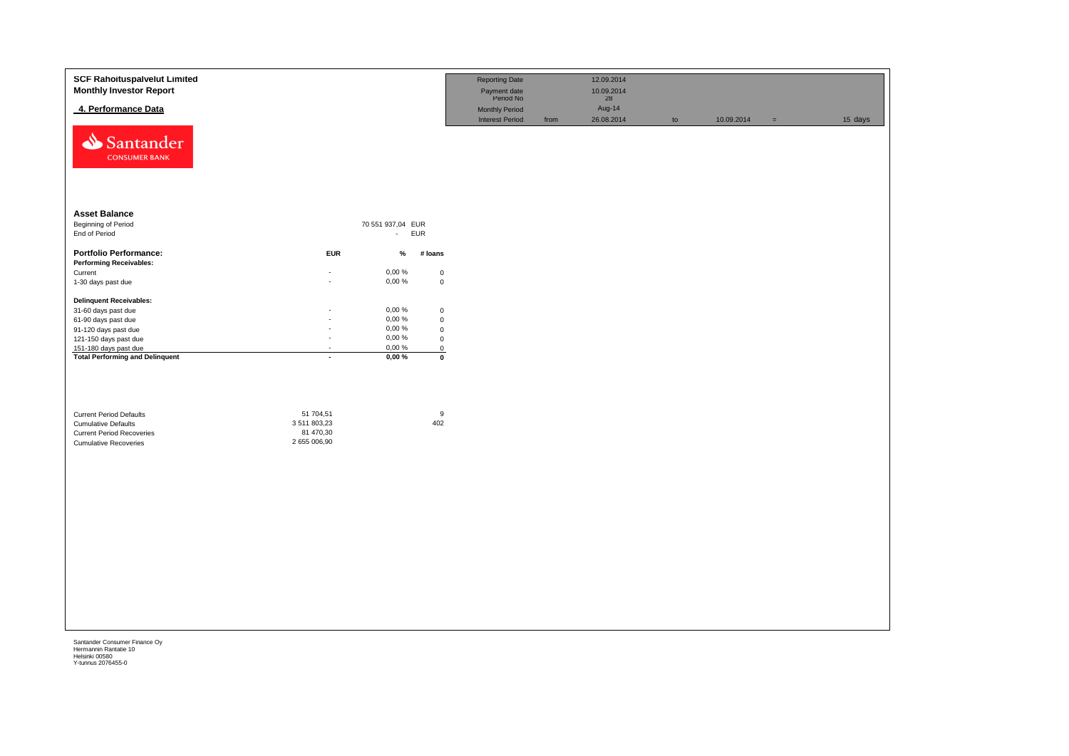**SCF Rahoituspalvelut Limited**
**Monthly Investor Report**

## 4. Performance Data

| Reporting Date | | 12.09.2014 | | | | |
|---|---|---|---|---|---|---|
| Payment date | | 10.09.2014 | | | | |
| Period No | | 28 | | | | |
| Monthly Period | | Aug-14 | | | | |
| Interest Period | from | 26.08.2014 | to | 10.09.2014 | = | 15 days |

### Asset Balance

| | | |
|---|---|---|
| Beginning of Period | 70 551 937,04 | EUR |
| End of Period | - | EUR |

| Portfolio Performance: | EUR | % | # loans |
|---|---|---|---|
| **Performing Receivables:** | | | |
| Current | - | 0,00 % | 0 |
| 1-30 days past due | - | 0,00 % | 0 |
| **Delinquent Receivables:** | | | |
| 31-60 days past due | - | 0,00 % | 0 |
| 61-90 days past due | - | 0,00 % | 0 |
| 91-120 days past due | - | 0,00 % | 0 |
| 121-150 days past due | - | 0,00 % | 0 |
| 151-180 days past due | - | 0,00 % | 0 |
| **Total Performing and Delinquent** | **-** | **0,00 %** | **0** |

| | EUR | # loans |
|---|---|---|
| Current Period Defaults | 51 704,51 | 9 |
| Cumulative Defaults | 3 511 803,23 | 402 |
| Current Period Recoveries | 81 470,30 | |
| Cumulative Recoveries | 2 655 006,90 | |

Santander Consumer Finance Oy
Hermannin Rantatie 10
Helsinki 00580
Y-tunnus 2076455-0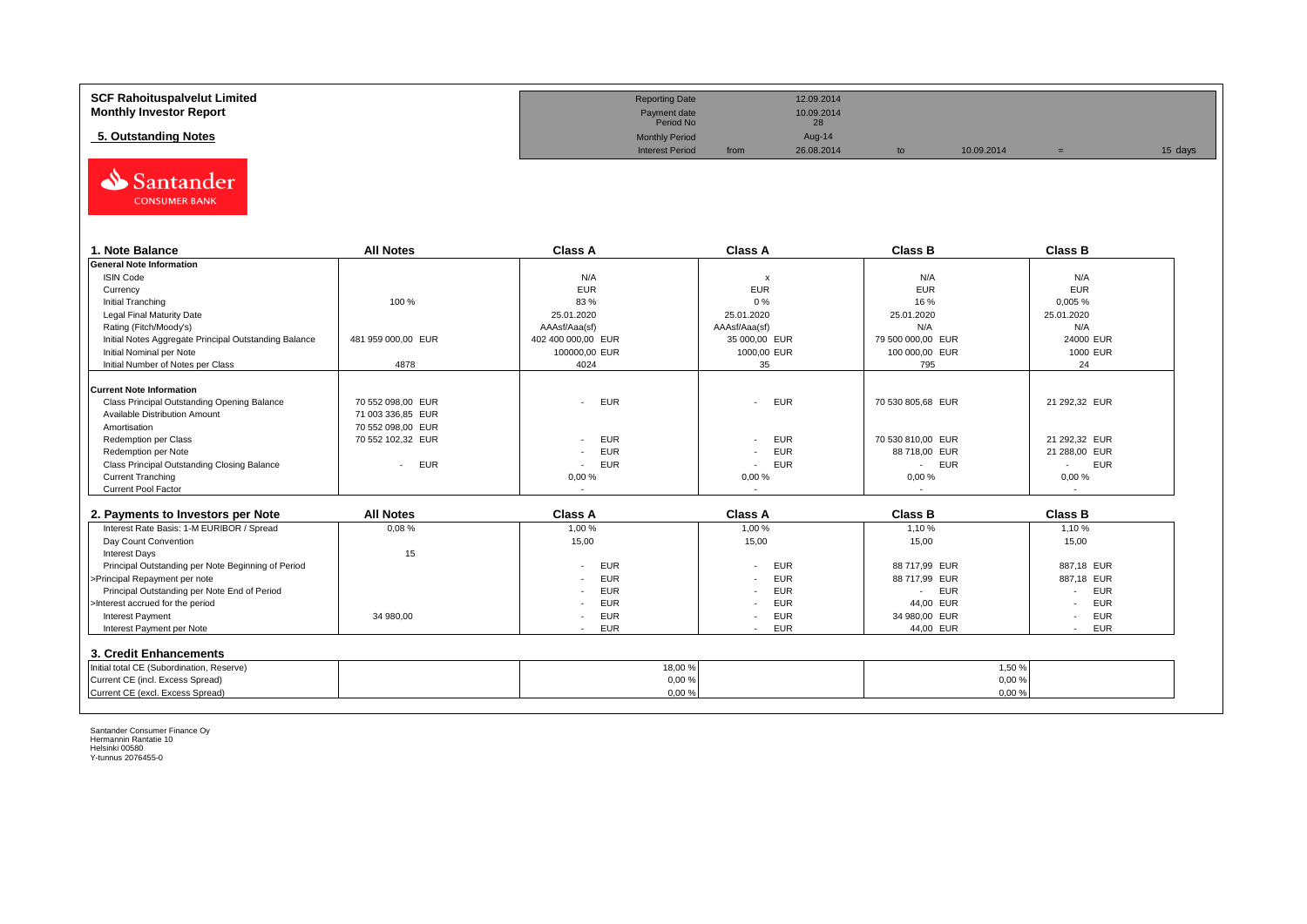**SCF Rahoituspalvelut Limited**
**Monthly Investor Report**

**5. Outstanding Notes**

| Reporting Date | | 12.09.2014 | | | | |
|---|---|---|---|---|---|---|
| Payment date | | 10.09.2014 | | | | |
| Period No | | 28 | | | | |
| Monthly Period | | Aug-14 | | | | |
| Interest Period | from | 26.08.2014 | to | 10.09.2014 | = | 15 days |

Santander
CONSUMER BANK

| 1. Note Balance | All Notes | Class A | Class A | Class B | Class B |
|---|---|---|---|---|---|
| **General Note Information** | | | | | |
| ISIN Code | | N/A | x | N/A | N/A |
| Currency | | EUR | EUR | EUR | EUR |
| Initial Tranching | 100 % | 83 % | 0 % | 16 % | 0,005 % |
| Legal Final Maturity Date | | 25.01.2020 | 25.01.2020 | 25.01.2020 | 25.01.2020 |
| Rating (Fitch/Moody's) | | AAAsf/Aaa(sf) | AAAsf/Aaa(sf) | N/A | N/A |
| Initial Notes Aggregate Principal Outstanding Balance | 481 959 000,00 EUR | 402 400 000,00 EUR | 35 000,00 EUR | 79 500 000,00 EUR | 24000 EUR |
| Initial Nominal per Note | | 100000,00 EUR | 1000,00 EUR | 100 000,00 EUR | 1000 EUR |
| Initial Number of Notes per Class | 4878 | 4024 | 35 | 795 | 24 |
| **Current Note Information** | | | | | |
| Class Principal Outstanding Opening Balance | 70 552 098,00 EUR | - EUR | - EUR | 70 530 805,68 EUR | 21 292,32 EUR |
| Available Distribution Amount | 71 003 336,85 EUR | | | | |
| Amortisation | 70 552 098,00 EUR | | | | |
| Redemption per Class | 70 552 102,32 EUR | - EUR | - EUR | 70 530 810,00 EUR | 21 292,32 EUR |
| Redemption per Note | | - EUR | - EUR | 88 718,00 EUR | 21 288,00 EUR |
| Class Principal Outstanding Closing Balance | - EUR | - EUR | - EUR | - EUR | - EUR |
| Current Tranching | | 0,00 % | 0,00 % | 0,00 % | 0,00 % |
| Current Pool Factor | | - | - | - | - |

| 2. Payments to Investors per Note | All Notes | Class A | Class A | Class B | Class B |
|---|---|---|---|---|---|
| Interest Rate Basis: 1-M EURIBOR / Spread | 0,08 % | 1,00 % | 1,00 % | 1,10 % | 1,10 % |
| Day Count Convention | | 15,00 | 15,00 | 15,00 | 15,00 |
| Interest Days | 15 | | | | |
| Principal Outstanding per Note Beginning of Period | | - EUR | - EUR | 88 717,99 EUR | 887,18 EUR |
| >Principal Repayment per note | | - EUR | - EUR | 88 717,99 EUR | 887,18 EUR |
| Principal Outstanding per Note End of Period | | - EUR | - EUR | - EUR | - EUR |
| >Interest accrued for the period | | - EUR | - EUR | 44,00 EUR | - EUR |
| Interest Payment | 34 980,00 | - EUR | - EUR | 34 980,00 EUR | - EUR |
| Interest Payment per Note | | - EUR | - EUR | 44,00 EUR | - EUR |

| 3. Credit Enhancements | | Class A | | Class B | |
|---|---|---|---|---|---|
| Initial total CE (Subordination, Reserve) | | 18,00 % | | 1,50 % | |
| Current CE (incl. Excess Spread) | | 0,00 % | | 0,00 % | |
| Current CE (excl. Excess Spread) | | 0,00 % | | 0,00 % | |

Santander Consumer Finance Oy
Hermannin Rantatie 10
Helsinki 00580
Y-tunnus 2076455-0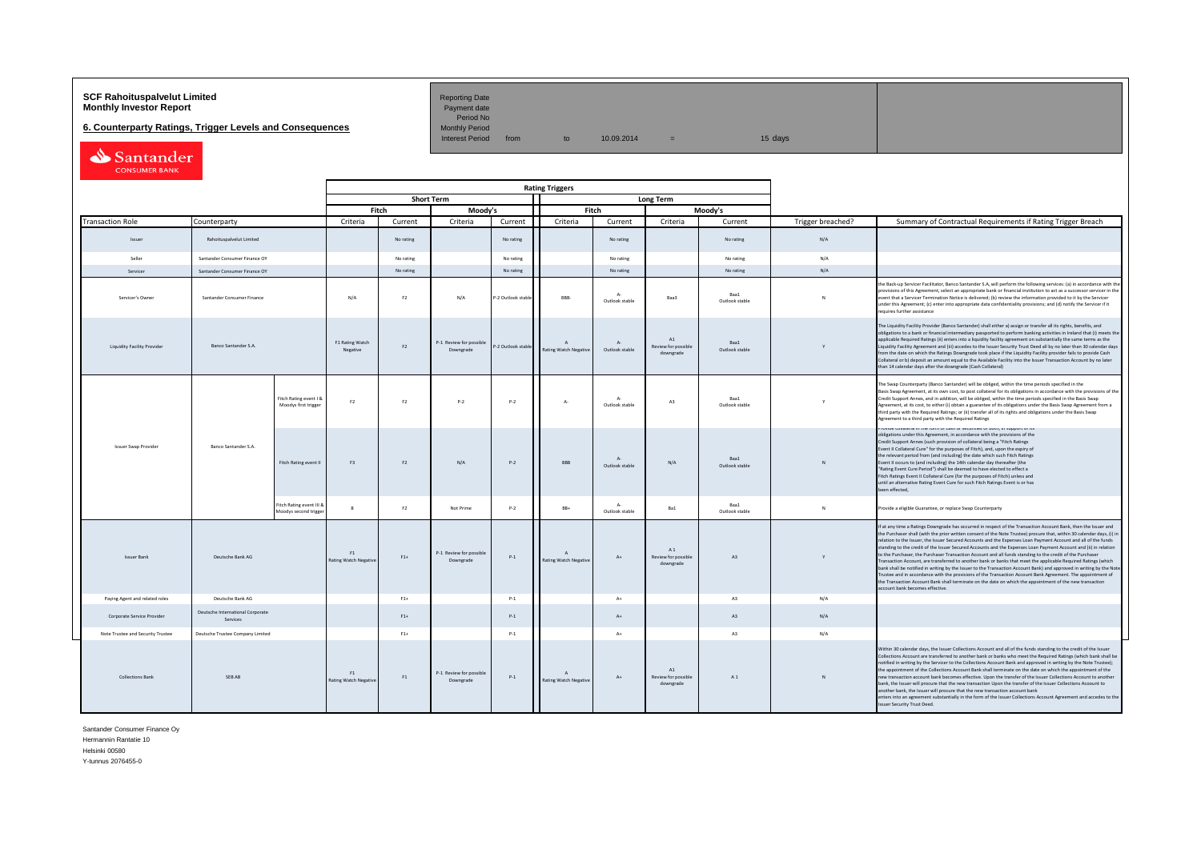**SCF Rahoituspalvelut Limited**
**Monthly Investor Report**

**6. Counterparty Ratings, Trigger Levels and Consequences**

| Reporting Date | | | | | |
|---|---|---|---|---|---|
| Payment date | | | | | |
| Period No | | | | | |
| Monthly Period | | | | | |
| Interest Period | from | to | 10.09.2014 | = | 15 days |

Santander CONSUMER BANK

| | | | Rating Triggers | | | | | | | | | |
|---|---|---|---|---|---|---|---|---|---|---|---|---|
| | | | Short Term | | | | Long Term | | | | | |
| | | | Fitch | | Moody's | | Fitch | | Moody's | | | |
| Transaction Role | Counterparty | | Criteria | Current | Criteria | Current | Criteria | Current | Criteria | Current | Trigger breached? | Summary of Contractual Requirements if Rating Trigger Breach |
| Issuer | Rahoituspalvelut Limited | | | No rating | | No rating | | No rating | | No rating | N/A | |
| Seller | Santander Consumer Finance OY | | | No rating | | No rating | | No rating | | No rating | N/A | |
| Servicer | Santander Consumer Finance OY | | | No rating | | No rating | | No rating | | No rating | N/A | |
| Servicer's Owner | Santander Consumer Finance | | N/A | F2 | N/A | P-2 Outlook stable | BBB- | A- Outlook stable | Baa3 | Baa1 Outlook stable | N | the Back-up Servicer Facilitator, Banco Santander S.A, will perform the following services: (a) in accordance with the provisions of this Agreement, select an appropriate bank or financial institution to act as a successor servicer in the event that a Servicer Termination Notice is delivered; (b) review the information provided to it by the Servicer under this Agreement; (c) enter into appropriate data confidentiality provisions; and (d) notify the Servicer if it requires further assistance |
| Liquidity Facility Provider | Banco Santander S.A. | | F1 Rating Watch Negative | F2 | P-1 Review for possible Downgrade | P-2 Outlook stable | A Rating Watch Negative | A- Outlook stable | A1 Review for possible downgrade | Baa1 Outlook stable | Y | The Liquidity Facility Provider (Banco Santander) shall either a) assign or transfer all its rights, benefits, and obligations to a bank or financial intermediary passported to perform banking activities in Ireland that (i) meets the applicable Required Ratings (ii) enters into a liquidity facility agreement on substantially the same terms as the Liquidity Facility Agreement and (iii) accedes to the Issuer Security Trust Deed all by no later than 30 calendar days from the date on which the Ratings Downgrade took place if the Liquidity Facility provider fails to provide Cash Collateral or b) deposit an amount equal to the Available Facility into the Issuer Transaction Account by no later than 14 calendar days after the downgrade (Cash Collateral) |
| Issuer Swap Provider | Banco Santander S.A. | Fitch Rating event I & Moodys first trigger | F2 | F2 | P-2 | P-2 | A- | A- Outlook stable | A3 | Baa1 Outlook stable | Y | The Swap Counterparty (Banco Santander) will be obliged, within the time periods specified in the Basis Swap Agreement, at its own cost, to post collateral for its obligations in accordance with the provisions of the Credit Support Annex, and in addition, will be obliged, within the time periods specified in the Basis Swap Agreement, at its cost, to either (i) obtain a guarantee of its obligations under the Basis Swap Agreement from a third party with the Required Ratings; or (ii) transfer all of its rights and obligations under the Basis Swap Agreement to a third party with the Required Ratings |
| | | Fitch Rating event II | F3 | F2 | N/A | P-2 | BBB | A- Outlook stable | N/A | Baa1 Outlook stable | N | Provide collateral in the form of cash or securities or both, in support of its obligations under this Agreement, in accordance with the provisions of the Credit Support Annex (such provision of collateral being a "Fitch Ratings Event II Collateral Cure" for the purposes of Fitch), and, upon the expiry of the relevant period from (and including) the date which such Fitch Ratings Event II occurs to (and including) the 14th calendar day thereafter (the "Rating Event Cure Period") shall be deemed to have elected to effect a Fitch Ratings Event II Collateral Cure (for the purposes of Fitch) unless and until an alternative Rating Event Cure for such Fitch Ratings Event is or has been effected. |
| | | Fitch Rating event III & Moodys second trigger | B | F2 | Not Prime | P-2 | BB+ | A- Outlook stable | Ba1 | Baa1 Outlook stable | N | Provide a eligible Guarantee, or replace Swap Counterparty |
| Issuer Bank | Deutsche Bank AG | | F1 Rating Watch Negative | F1+ | P-1 Review for possible Downgrade | P-1 | A Rating Watch Negative | A+ | A 1 Review for possible downgrade | A3 | Y | If at any time a Ratings Downgrade has occurred in respect of the Transaction Account Bank, then the Issuer and the Purchaser shall (with the prior written consent of the Note Trustee) procure that, within 30 calendar days, (i) in relation to the Issuer, the Issuer Secured Accounts and the Expenses Loan Payment Account and all of the funds standing to the credit of the Issuer Secured Accounts and the Expenses Loan Payment Account and (ii) in relation to the Purchaser, the Purchaser Transaction Account and all funds standing to the credit of the Purchaser Transaction Account, are transferred to another bank or banks that meet the applicable Required Ratings (which bank shall be notified in writing by the Issuer to the Transaction Account Bank) and approved in writing by the Note Trustee and in accordance with the provisions of the Transaction Account Bank Agreement. The appointment of the Transaction Account Bank shall terminate on the date on which the appointment of the new transaction account bank becomes effective. |
| Paying Agent and related roles | Deutsche Bank AG | | | F1+ | | P-1 | | A+ | | A3 | N/A | |
| Corporate Service Provider | Deutsche International Corporate Services | | | F1+ | | P-1 | | A+ | | A3 | N/A | |
| Note Trustee and Security Trustee | Deutsche Trustee Company Limited | | | F1+ | | P-1 | | A+ | | A3 | N/A | |
| Collections Bank | SEB AB | | F1 Rating Watch Negative | F1 | P-1 Review for possible Downgrade | P-1 | A Rating Watch Negative | A+ | A1 Review for possible downgrade | A 1 | N | Within 30 calendar days, the Issuer Collections Account and all of the funds standing to the credit of the Issuer Collections Account are transferred to another bank or banks who meet the Required Ratings (which bank shall be notified in writing by the Servicer to the Collections Account Bank and approved in writing by the Note Trustee); the appointment of the Collections Account Bank shall terminate on the date on which the appointment of the new transaction account bank becomes effective. Upon the transfer of the Issuer Collections Account to another bank, the Issuer will procure that the new transaction Upon the transfer of the Issuer Collections Account to another bank, the Issuer will procure that the new transaction account bank enters into an agreement substantially in the form of the Issuer Collections Account Agreement and accedes to the Issuer Security Trust Deed. |

Santander Consumer Finance Oy
Hermannin Rantatie 10
Helsinki 00580
Y-tunnus 2076455-0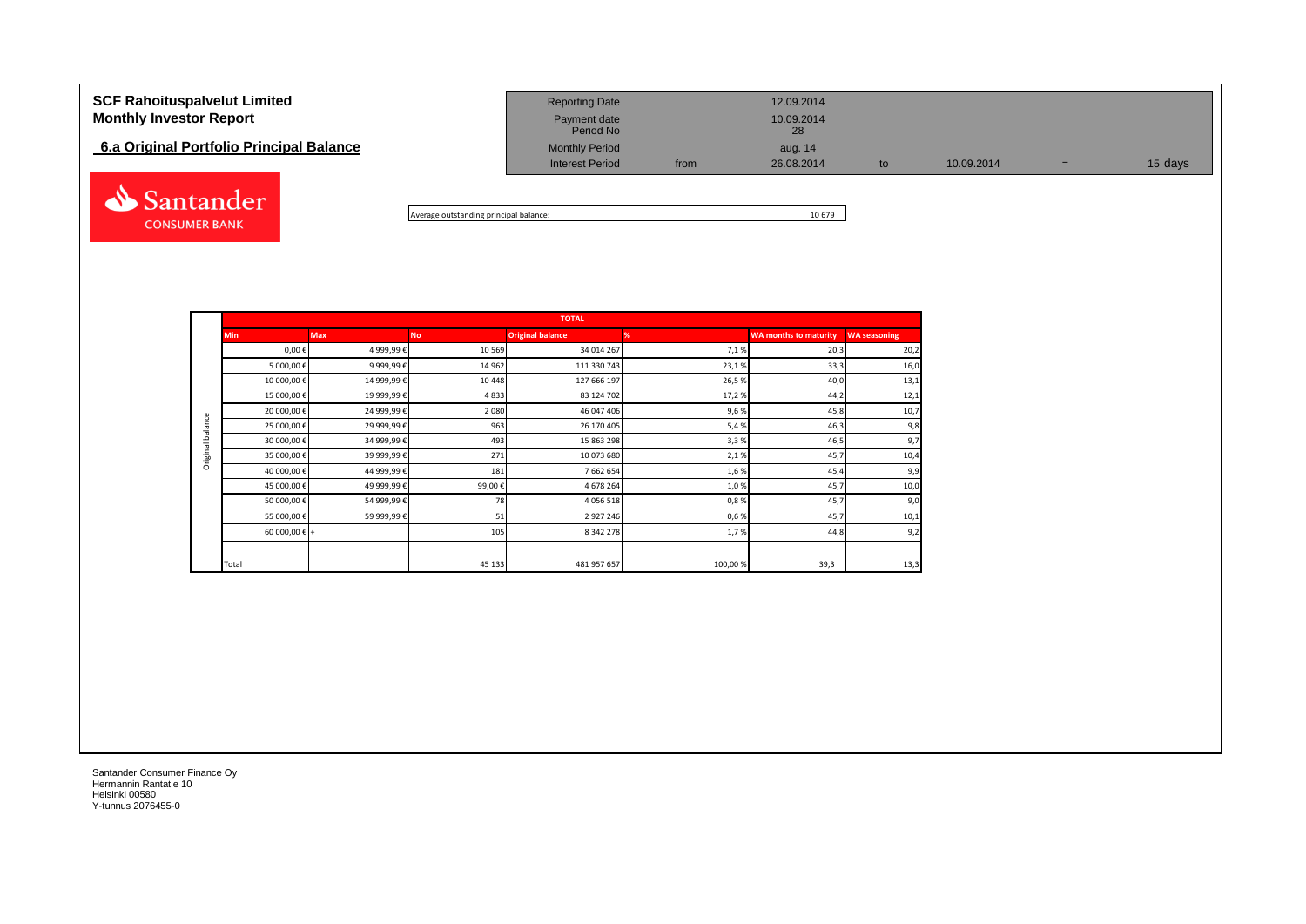**SCF Rahoituspalvelut Limited**
**Monthly Investor Report**

## 6.a Original Portfolio Principal Balance

| | | | | | | |
|---|---|---|---|---|---|---|
| Reporting Date | | 12.09.2014 | | | | |
| Payment date | | 10.09.2014 | | | | |
| Period No | | 28 | | | | |
| Monthly Period | | aug. 14 | | | | |
| Interest Period | from | 26.08.2014 | to | 10.09.2014 | = | 15 days |

Average outstanding principal balance: 10 679

| | TOTAL | | | | | | |
|---|---|---|---|---|---|---|---|
| | Min | Max | No | Original balance | % | WA months to maturity | WA seasoning |
| Original balance | 0,00 € | 4 999,99 € | 10 569 | 34 014 267 | 7,1 % | 20,3 | 20,2 |
| | 5 000,00 € | 9 999,99 € | 14 962 | 111 330 743 | 23,1 % | 33,3 | 16,0 |
| | 10 000,00 € | 14 999,99 € | 10 448 | 127 666 197 | 26,5 % | 40,0 | 13,1 |
| | 15 000,00 € | 19 999,99 € | 4 833 | 83 124 702 | 17,2 % | 44,2 | 12,1 |
| | 20 000,00 € | 24 999,99 € | 2 080 | 46 047 406 | 9,6 % | 45,8 | 10,7 |
| | 25 000,00 € | 29 999,99 € | 963 | 26 170 405 | 5,4 % | 46,3 | 9,8 |
| | 30 000,00 € | 34 999,99 € | 493 | 15 863 298 | 3,3 % | 46,5 | 9,7 |
| | 35 000,00 € | 39 999,99 € | 271 | 10 073 680 | 2,1 % | 45,7 | 10,4 |
| | 40 000,00 € | 44 999,99 € | 181 | 7 662 654 | 1,6 % | 45,4 | 9,9 |
| | 45 000,00 € | 49 999,99 € | 99,00 € | 4 678 264 | 1,0 % | 45,7 | 10,0 |
| | 50 000,00 € | 54 999,99 € | 78 | 4 056 518 | 0,8 % | 45,7 | 9,0 |
| | 55 000,00 € | 59 999,99 € | 51 | 2 927 246 | 0,6 % | 45,7 | 10,1 |
| | 60 000,00 € | + | 105 | 8 342 278 | 1,7 % | 44,8 | 9,2 |
| | | | | | | | |
| | Total | | 45 133 | 481 957 657 | 100,00 % | 39,3 | 13,3 |

Santander Consumer Finance Oy
Hermannin Rantatie 10
Helsinki 00580
Y-tunnus 2076455-0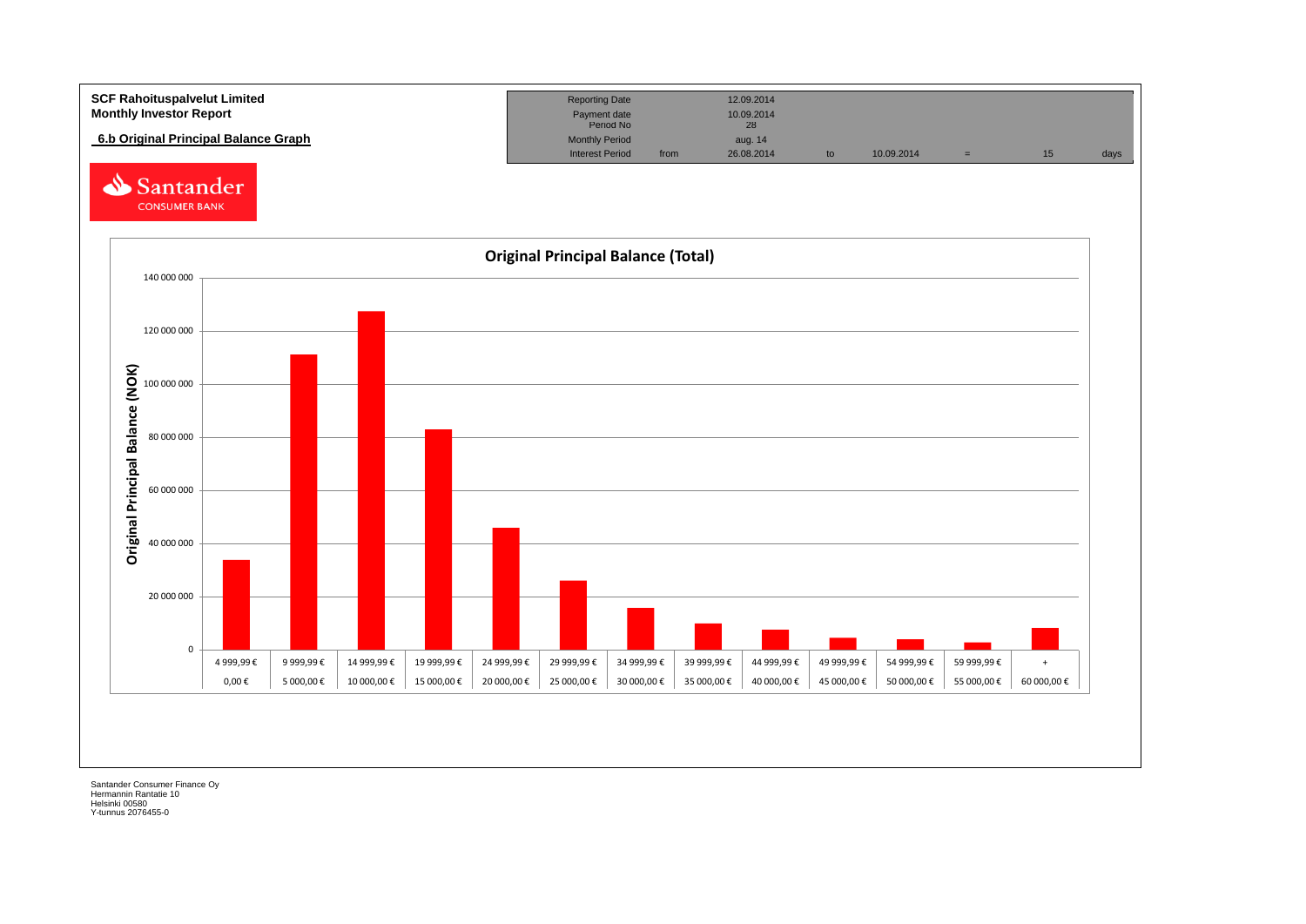**SCF Rahoituspalvelut Limited**
**Monthly Investor Report**

## 6.b Original Principal Balance Graph

| Reporting Date | | 12.09.2014 | | | | | |
|---|---|---|---|---|---|---|---|
| Payment date | | 10.09.2014 | | | | | |
| Period No | | 28 | | | | | |
| Monthly Period | | aug. 14 | | | | | |
| Interest Period | from | 26.08.2014 | to | 10.09.2014 | = | 15 | days |

Santander CONSUMER BANK

### Original Principal Balance (Total)

Original Principal Balance (NOK)

| From | To |
|---|---|
| 0,00 € | 4 999,99 € |
| 5 000,00 € | 9 999,99 € |
| 10 000,00 € | 14 999,99 € |
| 15 000,00 € | 19 999,99 € |
| 20 000,00 € | 24 999,99 € |
| 25 000,00 € | 29 999,99 € |
| 30 000,00 € | 34 999,99 € |
| 35 000,00 € | 39 999,99 € |
| 40 000,00 € | 44 999,99 € |
| 45 000,00 € | 49 999,99 € |
| 50 000,00 € | 54 999,99 € |
| 55 000,00 € | 59 999,99 € |
| 60 000,00 € | + |

Santander Consumer Finance Oy
Hermannin Rantatie 10
Helsinki 00580
Y-tunnus 2076455-0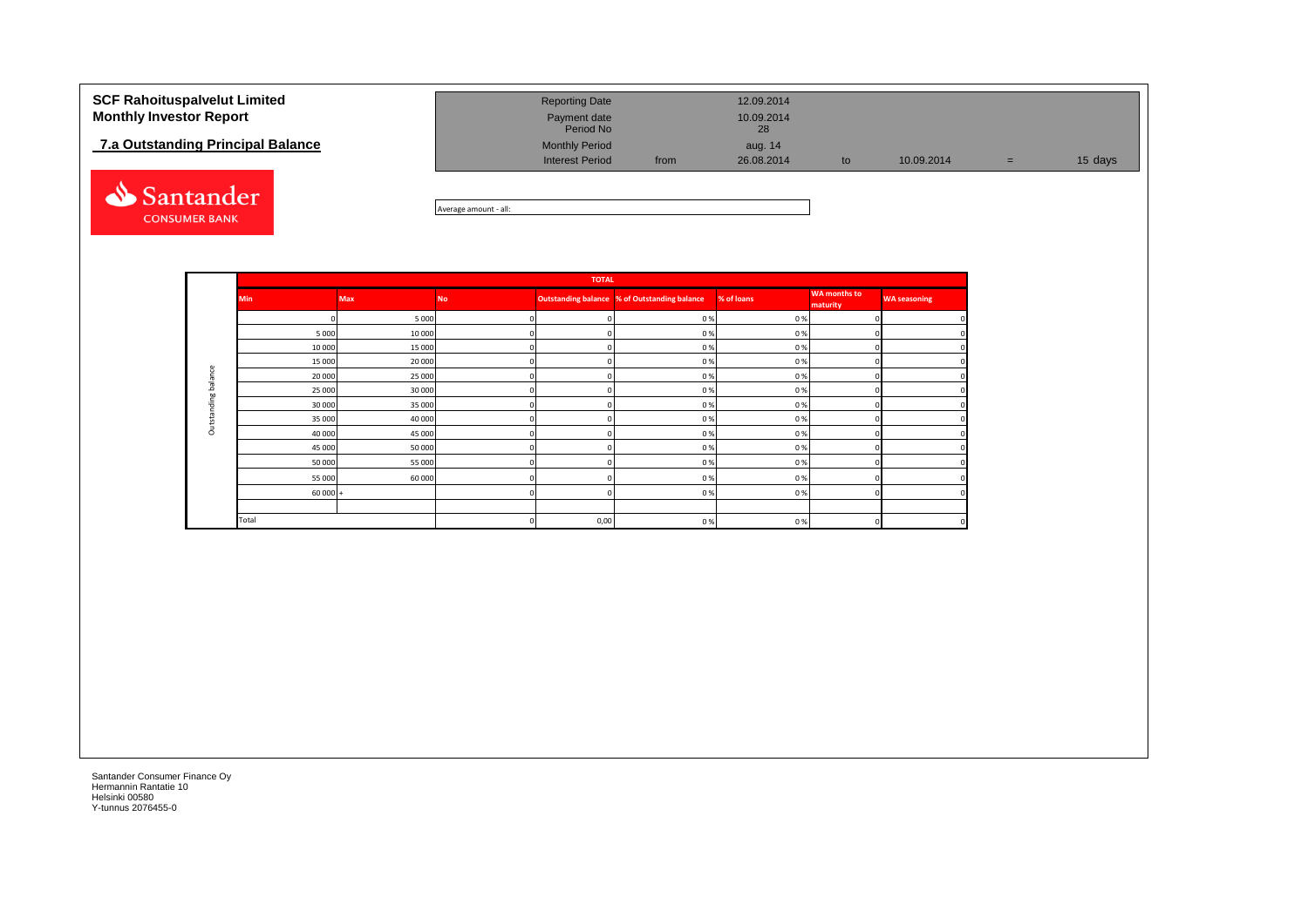# SCF Rahoituspalvelut Limited
# Monthly Investor Report

## 7.a Outstanding Principal Balance

| | | | | | |
|---|---|---|---|---|---|
| Reporting Date | | 12.09.2014 | | | |
| Payment date | | 10.09.2014 | | | |
| Period No | | 28 | | | |
| Monthly Period | | aug. 14 | | | |
| Interest Period | from | 26.08.2014 | to | 10.09.2014 | = 15 days |

Average amount - all:

| | TOTAL | | | | | | | |
|---|---|---|---|---|---|---|---|---|
| | Min | Max | No | Outstanding balance | % of Outstanding balance | % of loans | WA months to maturity | WA seasoning |
| Outstanding balance | 0 | 5 000 | 0 | 0 | 0 % | 0 % | 0 | 0 |
| | 5 000 | 10 000 | 0 | 0 | 0 % | 0 % | 0 | 0 |
| | 10 000 | 15 000 | 0 | 0 | 0 % | 0 % | 0 | 0 |
| | 15 000 | 20 000 | 0 | 0 | 0 % | 0 % | 0 | 0 |
| | 20 000 | 25 000 | 0 | 0 | 0 % | 0 % | 0 | 0 |
| | 25 000 | 30 000 | 0 | 0 | 0 % | 0 % | 0 | 0 |
| | 30 000 | 35 000 | 0 | 0 | 0 % | 0 % | 0 | 0 |
| | 35 000 | 40 000 | 0 | 0 | 0 % | 0 % | 0 | 0 |
| | 40 000 | 45 000 | 0 | 0 | 0 % | 0 % | 0 | 0 |
| | 45 000 | 50 000 | 0 | 0 | 0 % | 0 % | 0 | 0 |
| | 50 000 | 55 000 | 0 | 0 | 0 % | 0 % | 0 | 0 |
| | 55 000 | 60 000 | 0 | 0 | 0 % | 0 % | 0 | 0 |
| | 60 000 + | | 0 | 0 | 0 % | 0 % | 0 | 0 |
| | Total | | 0 | 0,00 | 0 % | 0 % | 0 | 0 |

Santander Consumer Finance Oy
Hermannin Rantatie 10
Helsinki 00580
Y-tunnus 2076455-0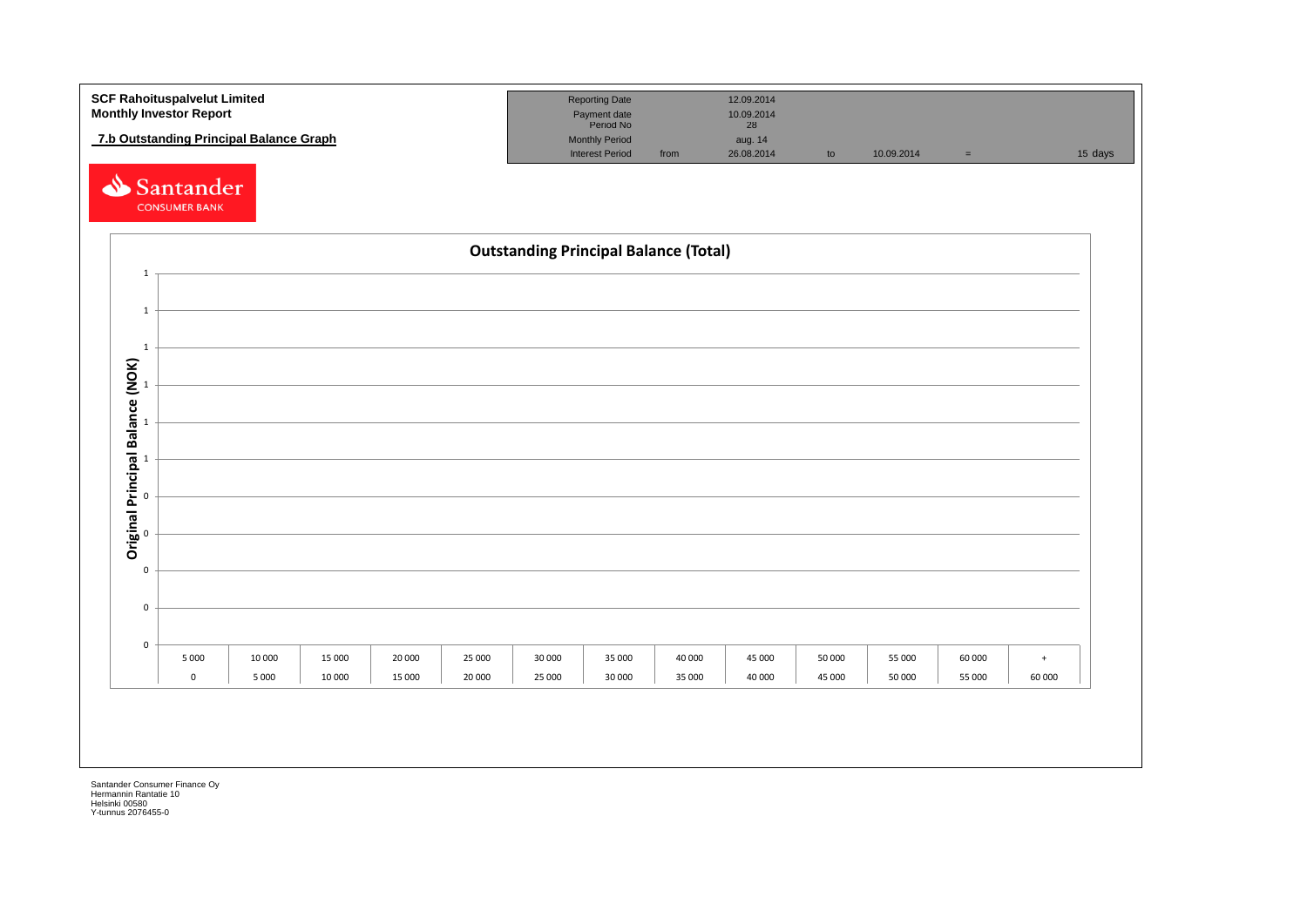**SCF Rahoituspalvelut Limited**
**Monthly Investor Report**

**7.b Outstanding Principal Balance Graph**

| Reporting Date | | 12.09.2014 | | | | |
|---|---|---|---|---|---|---|
| Payment date | | 10.09.2014 | | | | |
| Period No | | 28 | | | | |
| Monthly Period | | aug. 14 | | | | |
| Interest Period | from | 26.08.2014 | to | 10.09.2014 | = | 15 days |

Santander CONSUMER BANK

## Outstanding Principal Balance (Total)

Y-axis: Original Principal Balance (NOK) — 0, 0, 0, 0, 0, 1, 1, 1, 1, 1, 1

| 5 000 | 10 000 | 15 000 | 20 000 | 25 000 | 30 000 | 35 000 | 40 000 | 45 000 | 50 000 | 55 000 | 60 000 | + |
|---|---|---|---|---|---|---|---|---|---|---|---|---|
| 0 | 5 000 | 10 000 | 15 000 | 20 000 | 25 000 | 30 000 | 35 000 | 40 000 | 45 000 | 50 000 | 55 000 | 60 000 |

Santander Consumer Finance Oy
Hermannin Rantatie 10
Helsinki 00580
Y-tunnus 2076455-0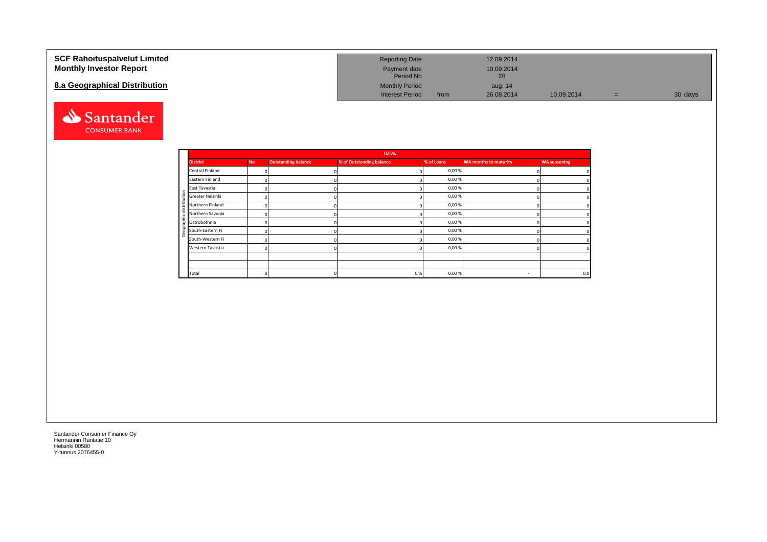# SCF Rahoituspalvelut Limited
## Monthly Investor Report

## 8.a Geographical Distribution

| | | | | | |
|---|---|---|---|---|---|
| Reporting Date | | 12.09.2014 | | | |
| Payment date | | 10.09.2014 | | | |
| Period No | | 28 | | | |
| Monthly Period | | aug. 14 | | | |
| Interest Period | from | 26.08.2014 | 10.09.2014 | = | 30 days |

| | TOTAL | | | | | | |
|---|---|---|---|---|---|---|---|
| | District | No | Outstanding balance | % of Outstanding balance | % of Loans | WA months to maturity | WA seasoning |
| Geographic distribution | Central Finland | 0 | 0 | 0 | 0,00 % | 0 | 0 |
| | Eastern Finland | 0 | 0 | 0 | 0,00 % | 0 | 0 |
| | East Tavastia | 0 | 0 | 0 | 0,00 % | 0 | 0 |
| | Greater Helsinki | 0 | 0 | 0 | 0,00 % | 0 | 0 |
| | Northern Finland | 0 | 0 | 0 | 0,00 % | 0 | 0 |
| | Northern Savonia | 0 | 0 | 0 | 0,00 % | 0 | 0 |
| | Ostrobothnia | 0 | 0 | 0 | 0,00 % | 0 | 0 |
| | South-Eastern Fi | 0 | 0 | 0 | 0,00 % | 0 | 0 |
| | South-Western Fi | 0 | 0 | 0 | 0,00 % | 0 | 0 |
| | Western Tavastia | 0 | 0 | 0 | 0,00 % | 0 | 0 |
| | | | | | | | |
| | | | | | | | |
| | Total | 0 | 0 | 0 % | 0,00 % | - | 0,0 |

Santander Consumer Finance Oy
Hermannin Rantatie 10
Helsinki 00580
Y-tunnus 2076455-0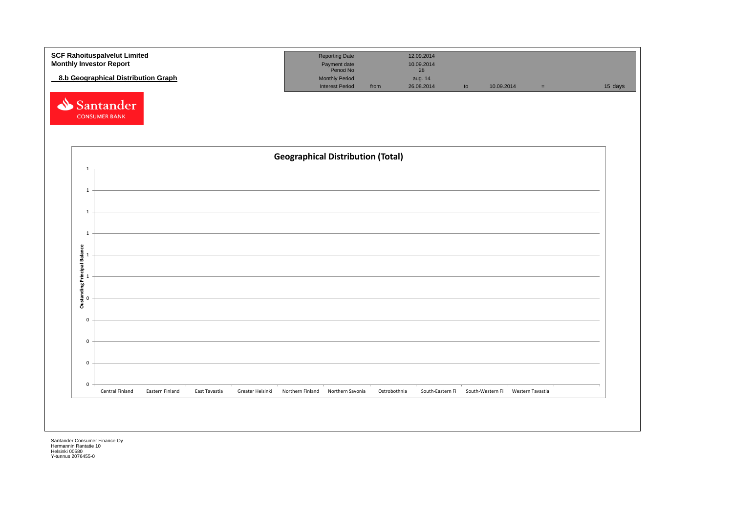**SCF Rahoituspalvelut Limited**
**Monthly Investor Report**

**8.b Geographical Distribution Graph**

| | | | | | | |
|---|---|---|---|---|---|---|
| Reporting Date | | 12.09.2014 | | | | |
| Payment date | | 10.09.2014 | | | | |
| Period No | | 28 | | | | |
| Monthly Period | | aug. 14 | | | | |
| Interest Period | from | 26.08.2014 | to | 10.09.2014 | = | 15 days |

Santander CONSUMER BANK

**Geographical Distribution (Total)**

Oustanding Principal Balance

| Region | |
|---|---|
| Central Finland | |
| Eastern Finland | |
| East Tavastia | |
| Greater Helsinki | |
| Northern Finland | |
| Northern Savonia | |
| Ostrobothnia | |
| South-Eastern Fi | |
| South-Western Fi | |
| Western Tavastia | |

Santander Consumer Finance Oy
Hermannin Rantatie 10
Helsinki 00580
Y-tunnus 2076455-0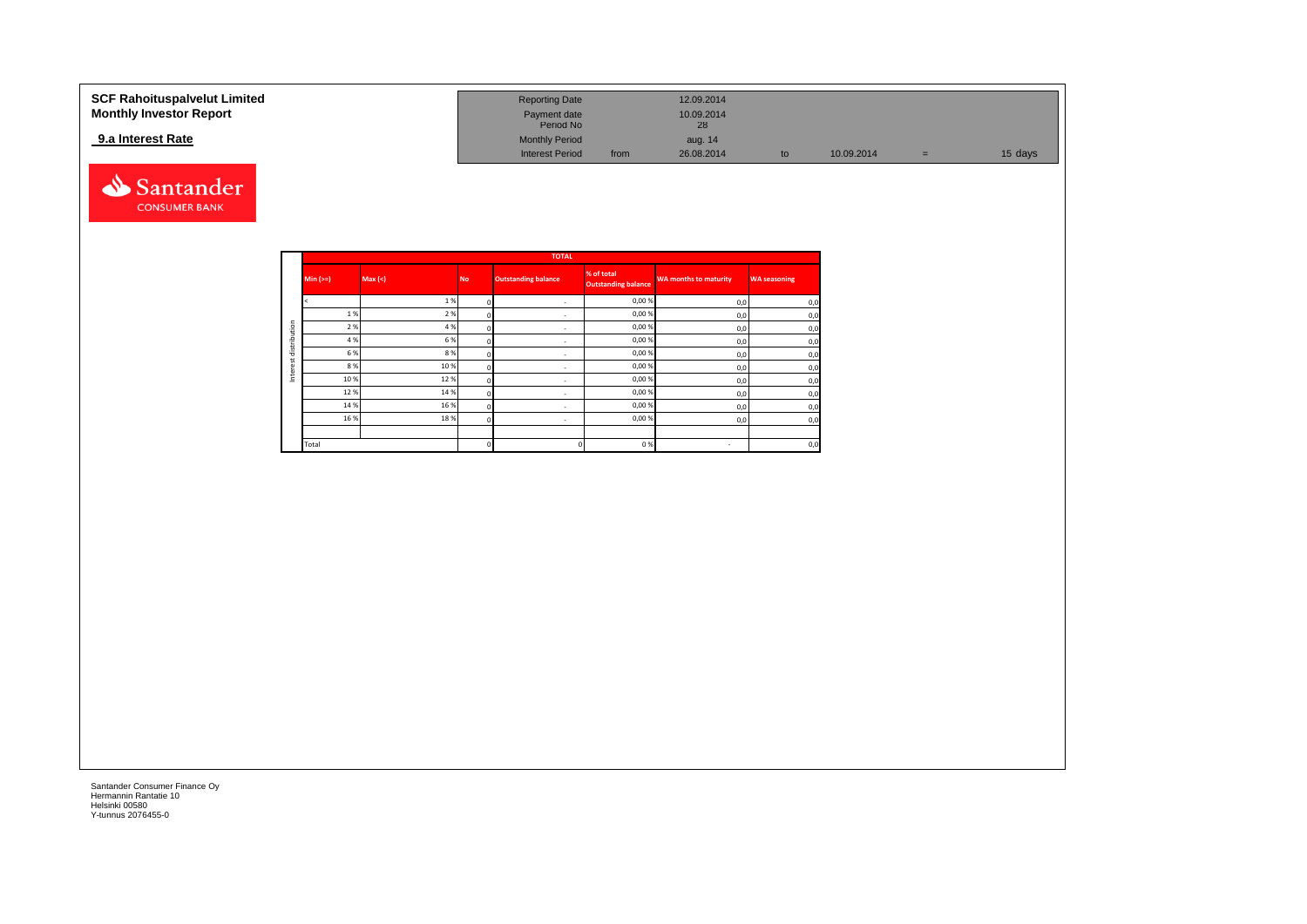**SCF Rahoituspalvelut Limited**
**Monthly Investor Report**

**9.a Interest Rate**

| | | | | | |
|---|---|---|---|---|---|
| Reporting Date | | 12.09.2014 | | | |
| Payment date | | 10.09.2014 | | | |
| Period No | | 28 | | | |
| Monthly Period | | aug. 14 | | | |
| Interest Period | from | 26.08.2014 | to | 10.09.2014 | = 15 days |

| | TOTAL | | | | | | |
|---|---|---|---|---|---|---|---|
| | Min (>=) | Max (<) | No | Outstanding balance | % of total Outstanding balance | WA months to maturity | WA seasoning |
| Interest distribution | < | 1 % | 0 | - | 0,00 % | 0,0 | 0,0 |
| | 1 % | 2 % | 0 | - | 0,00 % | 0,0 | 0,0 |
| | 2 % | 4 % | 0 | - | 0,00 % | 0,0 | 0,0 |
| | 4 % | 6 % | 0 | - | 0,00 % | 0,0 | 0,0 |
| | 6 % | 8 % | 0 | - | 0,00 % | 0,0 | 0,0 |
| | 8 % | 10 % | 0 | - | 0,00 % | 0,0 | 0,0 |
| | 10 % | 12 % | 0 | - | 0,00 % | 0,0 | 0,0 |
| | 12 % | 14 % | 0 | - | 0,00 % | 0,0 | 0,0 |
| | 14 % | 16 % | 0 | - | 0,00 % | 0,0 | 0,0 |
| | 16 % | 18 % | 0 | - | 0,00 % | 0,0 | 0,0 |
| | | | | | | | |
| | Total | | 0 | 0 | 0 % | - | 0,0 |

Santander Consumer Finance Oy
Hermannin Rantatie 10
Helsinki 00580
Y-tunnus 2076455-0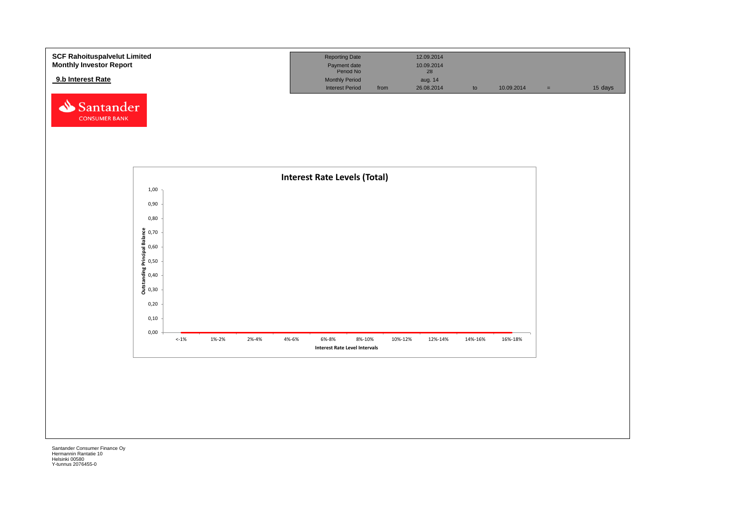**SCF Rahoituspalvelut Limited**
**Monthly Investor Report**

**9.b Interest Rate**

| Reporting Date | | 12.09.2014 | | | | |
|---|---|---|---|---|---|---|
| Payment date | | 10.09.2014 | | | | |
| Period No | | 28 | | | | |
| Monthly Period | | aug. 14 | | | | |
| Interest Period | from | 26.08.2014 | to | 10.09.2014 | = | 15 days |

Santander CONSUMER BANK

**Interest Rate Levels (Total)**

Outstanding Principal Balance

1,00
0,90
0,80
0,70
0,60
0,50
0,40
0,30
0,20
0,10
0,00

<-1% | 1%-2% | 2%-4% | 4%-6% | 6%-8% | 8%-10% | 10%-12% | 12%-14% | 14%-16% | 16%-18%

Interest Rate Level Intervals

Santander Consumer Finance Oy
Hermannin Rantatie 10
Helsinki 00580
Y-tunnus 2076455-0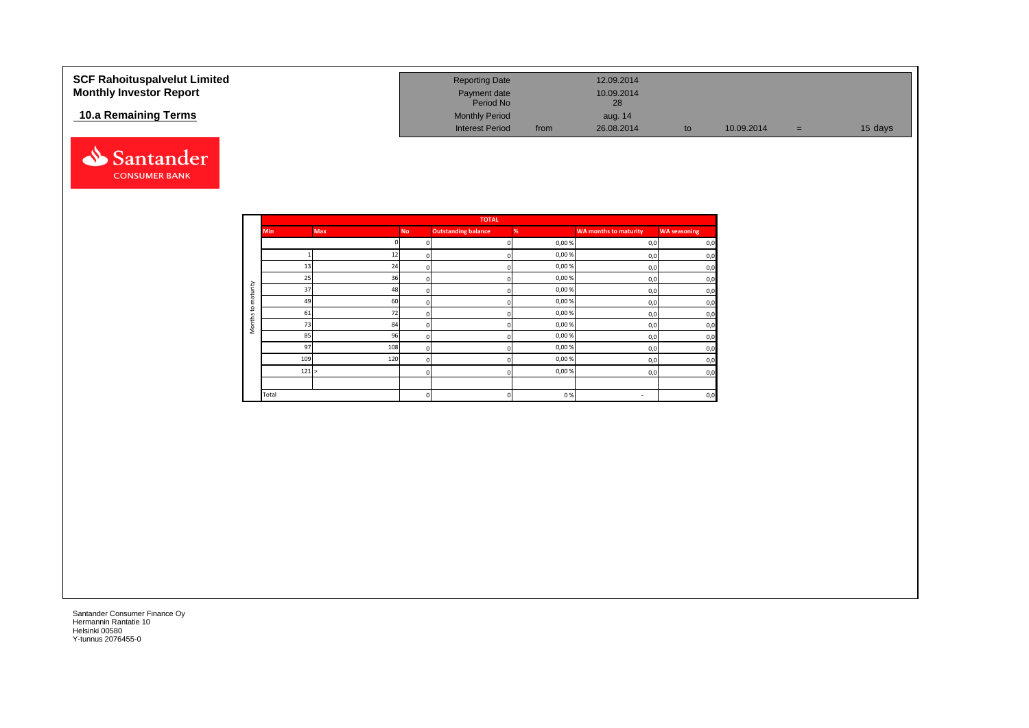# SCF Rahoituspalvelut Limited
# Monthly Investor Report

## 10.a Remaining Terms

| Reporting Date | | 12.09.2014 | | | | |
|---|---|---|---|---|---|---|
| Payment date | | 10.09.2014 | | | | |
| Period No | | 28 | | | | |
| Monthly Period | | aug. 14 | | | | |
| Interest Period | from | 26.08.2014 | to | 10.09.2014 | = | 15 days |

| | TOTAL | | | | | | |
|---|---|---|---|---|---|---|---|
| | Min | Max | No | Outstanding balance | % | WA months to maturity | WA seasoning |
| Months to maturity | | 0 | 0 | 0 | 0,00 % | 0,0 | 0,0 |
| | 1 | 12 | 0 | 0 | 0,00 % | 0,0 | 0,0 |
| | 13 | 24 | 0 | 0 | 0,00 % | 0,0 | 0,0 |
| | 25 | 36 | 0 | 0 | 0,00 % | 0,0 | 0,0 |
| | 37 | 48 | 0 | 0 | 0,00 % | 0,0 | 0,0 |
| | 49 | 60 | 0 | 0 | 0,00 % | 0,0 | 0,0 |
| | 61 | 72 | 0 | 0 | 0,00 % | 0,0 | 0,0 |
| | 73 | 84 | 0 | 0 | 0,00 % | 0,0 | 0,0 |
| | 85 | 96 | 0 | 0 | 0,00 % | 0,0 | 0,0 |
| | 97 | 108 | 0 | 0 | 0,00 % | 0,0 | 0,0 |
| | 109 | 120 | 0 | 0 | 0,00 % | 0,0 | 0,0 |
| | 121 | > | 0 | 0 | 0,00 % | 0,0 | 0,0 |
| | | | | | | | |
| | Total | | 0 | 0 | 0 % | - | 0,0 |

Santander Consumer Finance Oy
Hermannin Rantatie 10
Helsinki 00580
Y-tunnus 2076455-0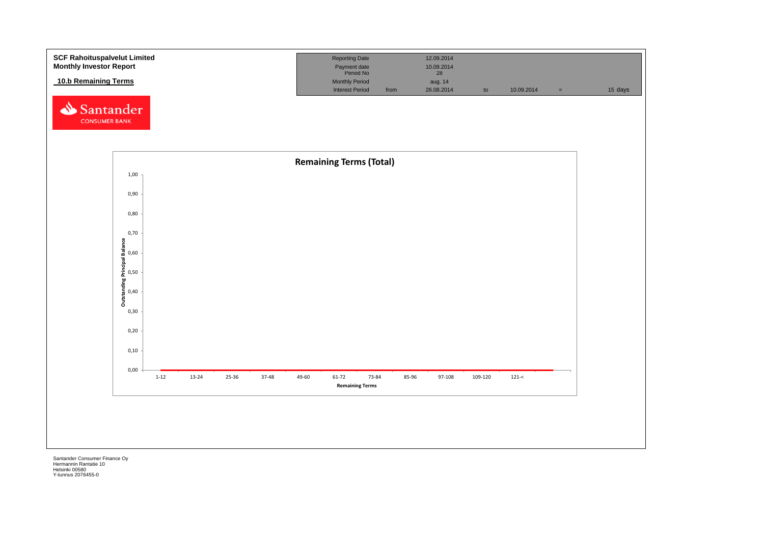**SCF Rahoituspalvelut Limited**
**Monthly Investor Report**

## 10.b Remaining Terms

| Reporting Date | | 12.09.2014 | | | | |
|---|---|---|---|---|---|---|
| Payment date | | 10.09.2014 | | | | |
| Period No | | 28 | | | | |
| Monthly Period | | aug. 14 | | | | |
| Interest Period | from | 26.08.2014 | to | 10.09.2014 | = | 15 days |

**Remaining Terms (Total)**

Outstanding Principal Balance

1,00
0,90
0,80
0,70
0,60
0,50
0,40
0,30
0,20
0,10
0,00

1-12 | 13-24 | 25-36 | 37-48 | 49-60 | 61-72 | 73-84 | 85-96 | 97-108 | 109-120 | 121-<

Remaining Terms

Santander Consumer Finance Oy
Hermannin Rantatie 10
Helsinki 00580
Y-tunnus 2076455-0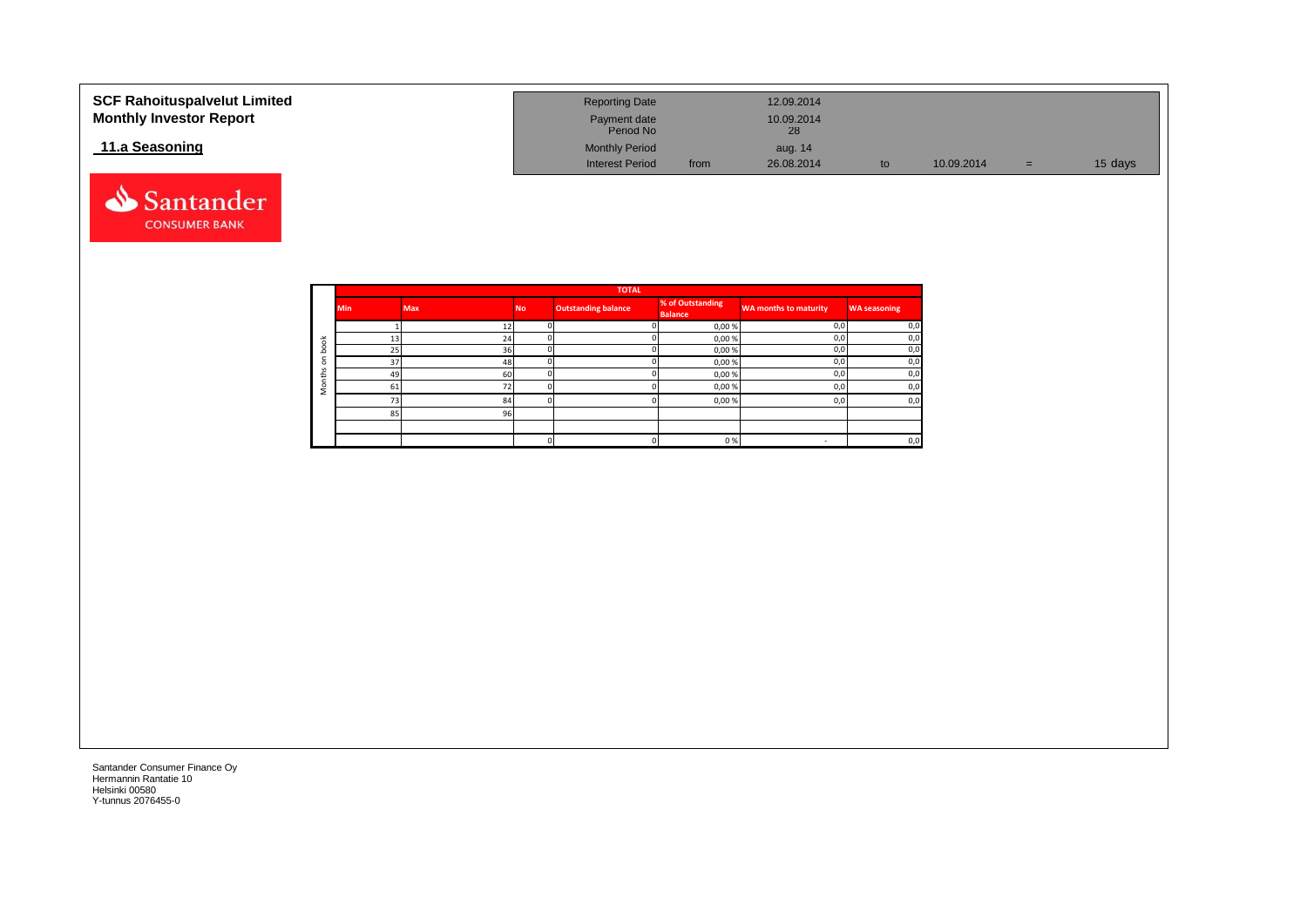**SCF Rahoituspalvelut Limited**
**Monthly Investor Report**

## 11.a Seasoning

| | | | | | |
|---|---|---|---|---|---|
| Reporting Date | | 12.09.2014 | | | |
| Payment date | | 10.09.2014 | | | |
| Period No | | 28 | | | |
| Monthly Period | | aug. 14 | | | |
| Interest Period | from | 26.08.2014 | to | 10.09.2014 | = 15 days |

| | TOTAL | | | | | | |
|---|---|---|---|---|---|---|---|
| | Min | Max | No | Outstanding balance | % of Outstanding Balance | WA months to maturity | WA seasoning |
| Months on book | 1 | 12 | 0 | 0 | 0,00 % | 0,0 | 0,0 |
| | 13 | 24 | 0 | 0 | 0,00 % | 0,0 | 0,0 |
| | 25 | 36 | 0 | 0 | 0,00 % | 0,0 | 0,0 |
| | 37 | 48 | 0 | 0 | 0,00 % | 0,0 | 0,0 |
| | 49 | 60 | 0 | 0 | 0,00 % | 0,0 | 0,0 |
| | 61 | 72 | 0 | 0 | 0,00 % | 0,0 | 0,0 |
| | 73 | 84 | 0 | 0 | 0,00 % | 0,0 | 0,0 |
| | 85 | 96 | | | | | |
| | | | | | | | |
| | | | 0 | 0 | 0 % | - | 0,0 |

Santander Consumer Finance Oy
Hermannin Rantatie 10
Helsinki 00580
Y-tunnus 2076455-0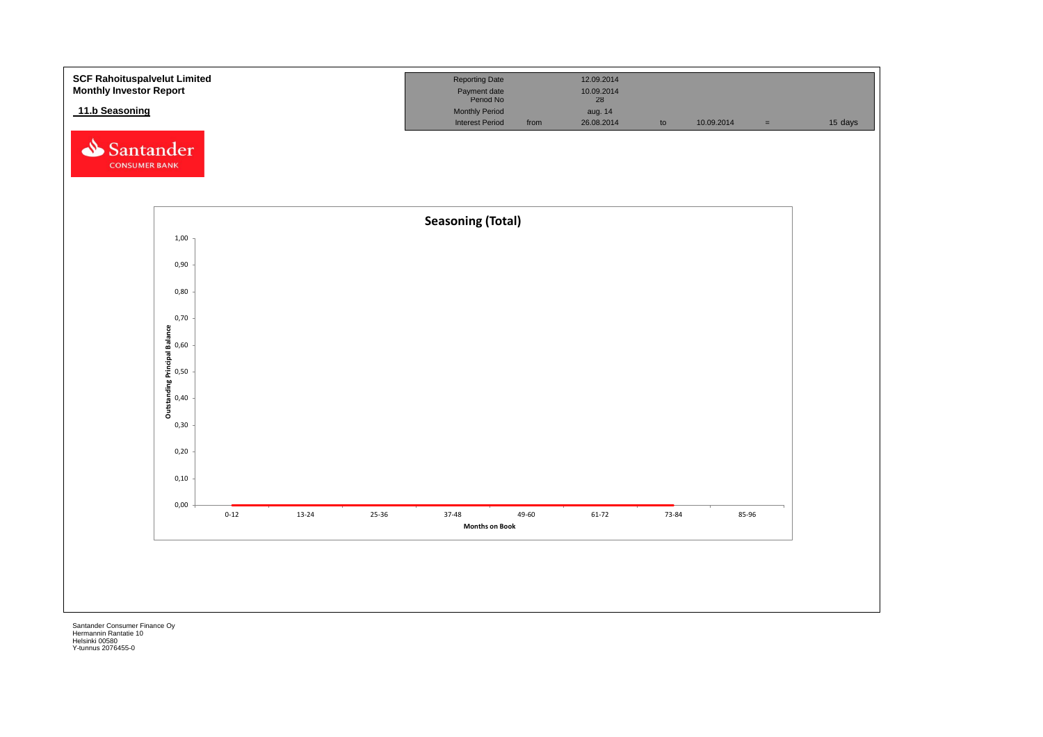**SCF Rahoituspalvelut Limited**
**Monthly Investor Report**

**11.b Seasoning**

| Reporting Date | | 12.09.2014 | | | | |
|---|---|---|---|---|---|---|
| Payment date | | 10.09.2014 | | | | |
| Period No | | 28 | | | | |
| Monthly Period | | aug. 14 | | | | |
| Interest Period | from | 26.08.2014 | to | 10.09.2014 | = | 15 days |

Santander CONSUMER BANK

**Seasoning (Total)**

Outstanding Principal Balance: 1,00; 0,90; 0,80; 0,70; 0,60; 0,50; 0,40; 0,30; 0,20; 0,10; 0,00

Months on Book: 0-12; 13-24; 25-36; 37-48; 49-60; 61-72; 73-84; 85-96

Santander Consumer Finance Oy
Hermannin Rantatie 10
Helsinki 00580
Y-tunnus 2076455-0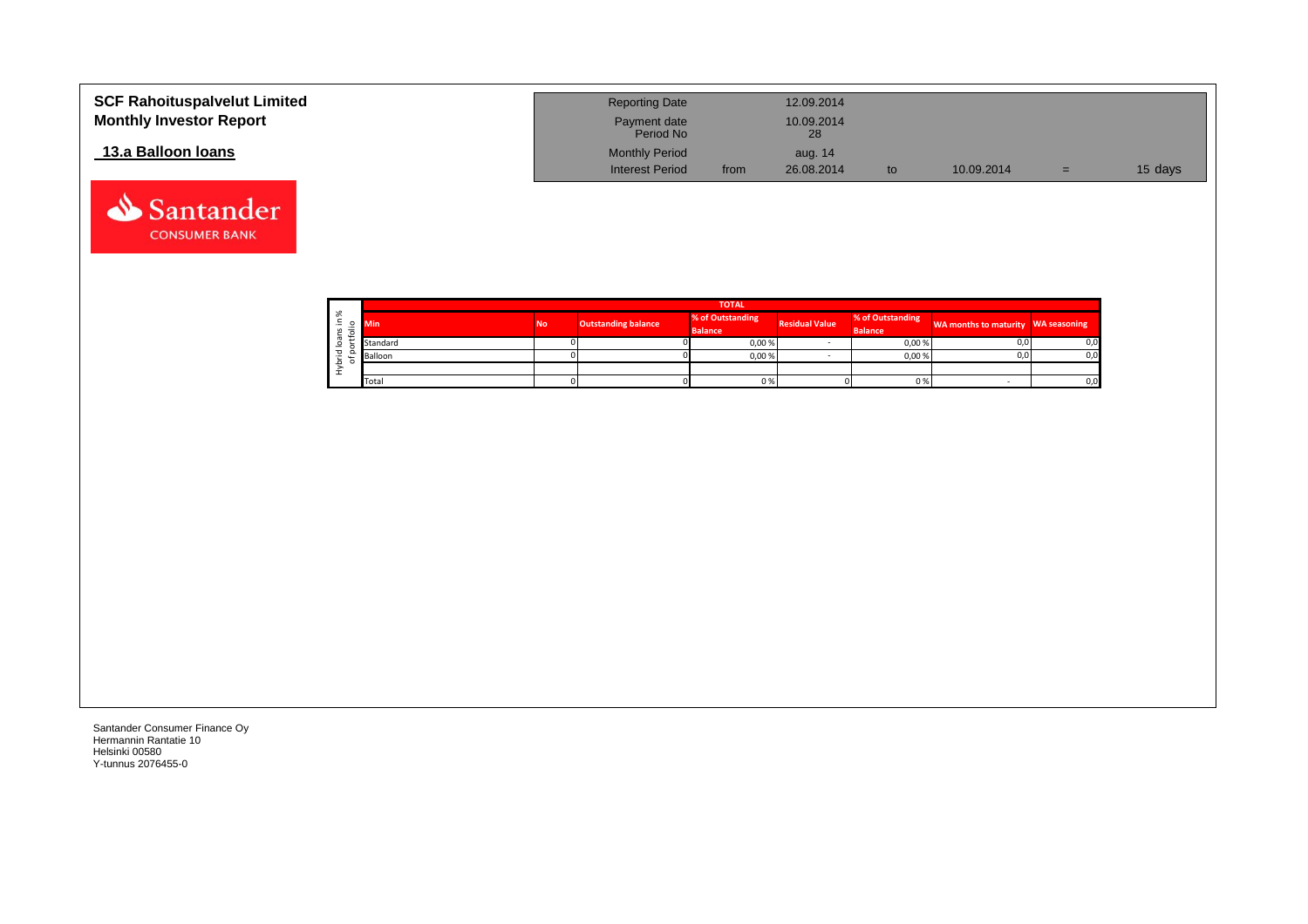# SCF Rahoituspalvelut Limited
## Monthly Investor Report

### 13.a Balloon loans

| | | | | | |
|---|---|---|---|---|---|
| Reporting Date | | 12.09.2014 | | | |
| Payment date | | 10.09.2014 | | | |
| Period No | | 28 | | | |
| Monthly Period | | aug. 14 | | | |
| Interest Period | from | 26.08.2014 | to | 10.09.2014 | = 15 days |

Hybrid loans in % of portfolio

| TOTAL | | | | | | | |
|---|---|---|---|---|---|---|---|
| Min | No | Outstanding balance | % of Outstanding Balance | Residual Value | % of Outstanding Balance | WA months to maturity | WA seasoning |
| Standard | 0 | 0 | 0,00 % | - | 0,00 % | 0,0 | 0,0 |
| Balloon | 0 | 0 | 0,00 % | - | 0,00 % | 0,0 | 0,0 |
| | | | | | | | |
| Total | 0 | 0 | 0 % | 0 | 0 % | - | 0,0 |

Santander Consumer Finance Oy
Hermannin Rantatie 10
Helsinki 00580
Y-tunnus 2076455-0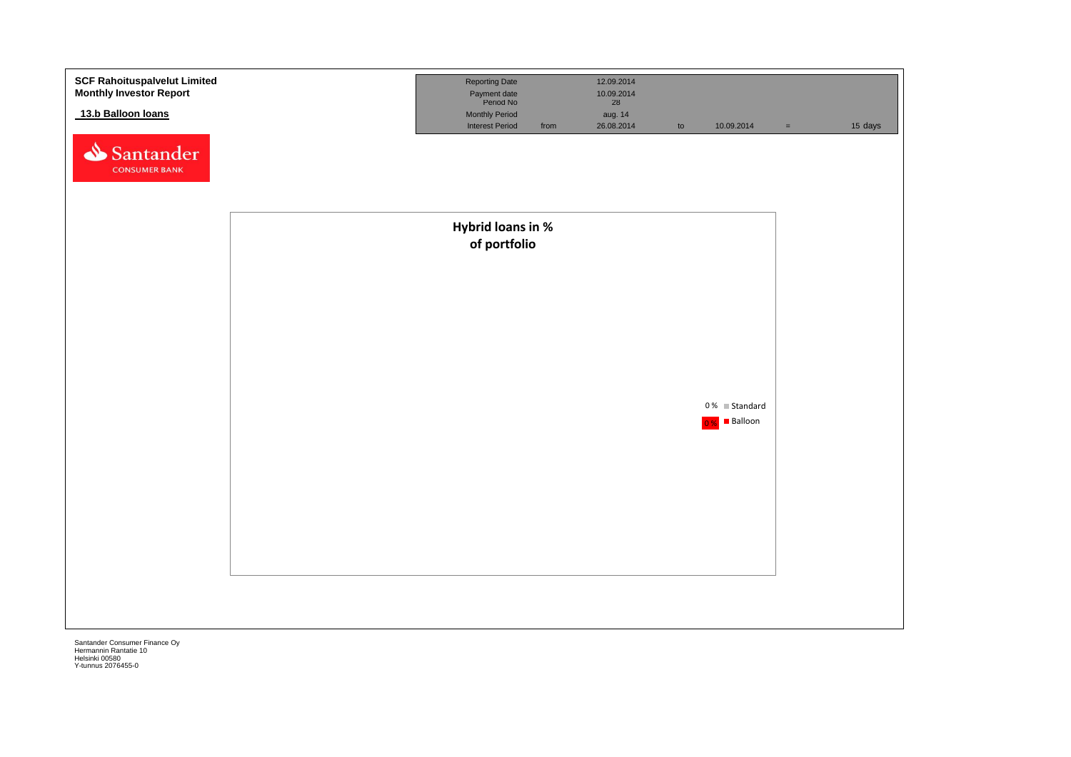**SCF Rahoituspalvelut Limited**
**Monthly Investor Report**

**13.b Balloon loans**

| Reporting Date | | 12.09.2014 | | | | |
|---|---|---|---|---|---|---|
| Payment date | | 10.09.2014 | | | | |
| Period No | | 28 | | | | |
| Monthly Period | | aug. 14 | | | | |
| Interest Period | from | 26.08.2014 | to | 10.09.2014 | = | 15 days |

**Hybrid loans in % of portfolio**

0 % Standard
0 % Balloon

Santander Consumer Finance Oy
Hermannin Rantatie 10
Helsinki 00580
Y-tunnus 2076455-0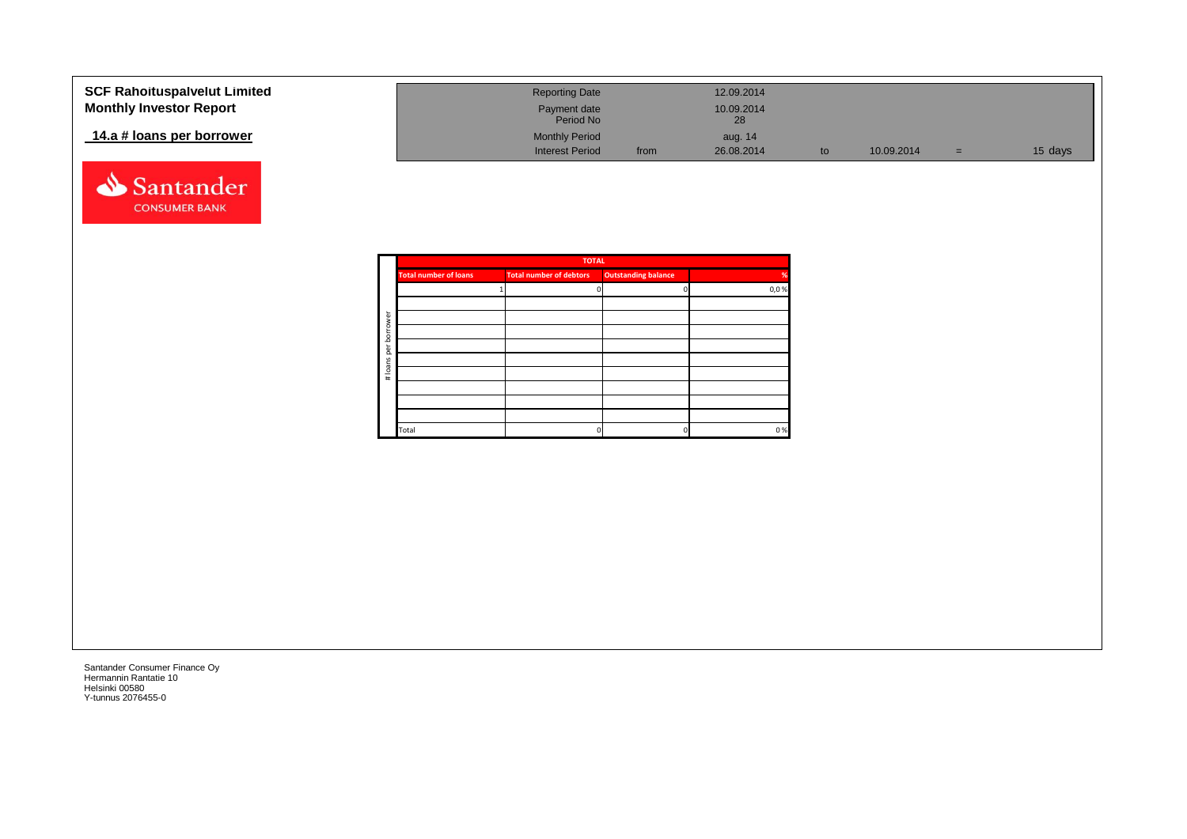**SCF Rahoituspalvelut Limited**
**Monthly Investor Report**

## 14.a # loans per borrower

| | | | | | |
|---|---|---|---|---|---|
| Reporting Date | | 12.09.2014 | | | |
| Payment date | | 10.09.2014 | | | |
| Period No | | 28 | | | |
| Monthly Period | | aug. 14 | | | |
| Interest Period | from | 26.08.2014 | to | 10.09.2014 = | 15 days |

Santander CONSUMER BANK

| # loans per borrower | TOTAL | | | |
|---|---|---|---|---|
| | Total number of loans | Total number of debtors | Outstanding balance | % |
| | 1 | 0 | 0 | 0,0 % |
| | | | | |
| | | | | |
| | | | | |
| | | | | |
| | | | | |
| | | | | |
| | | | | |
| | | | | |
| | | | | |
| | Total | 0 | 0 | 0 % |

Santander Consumer Finance Oy
Hermannin Rantatie 10
Helsinki 00580
Y-tunnus 2076455-0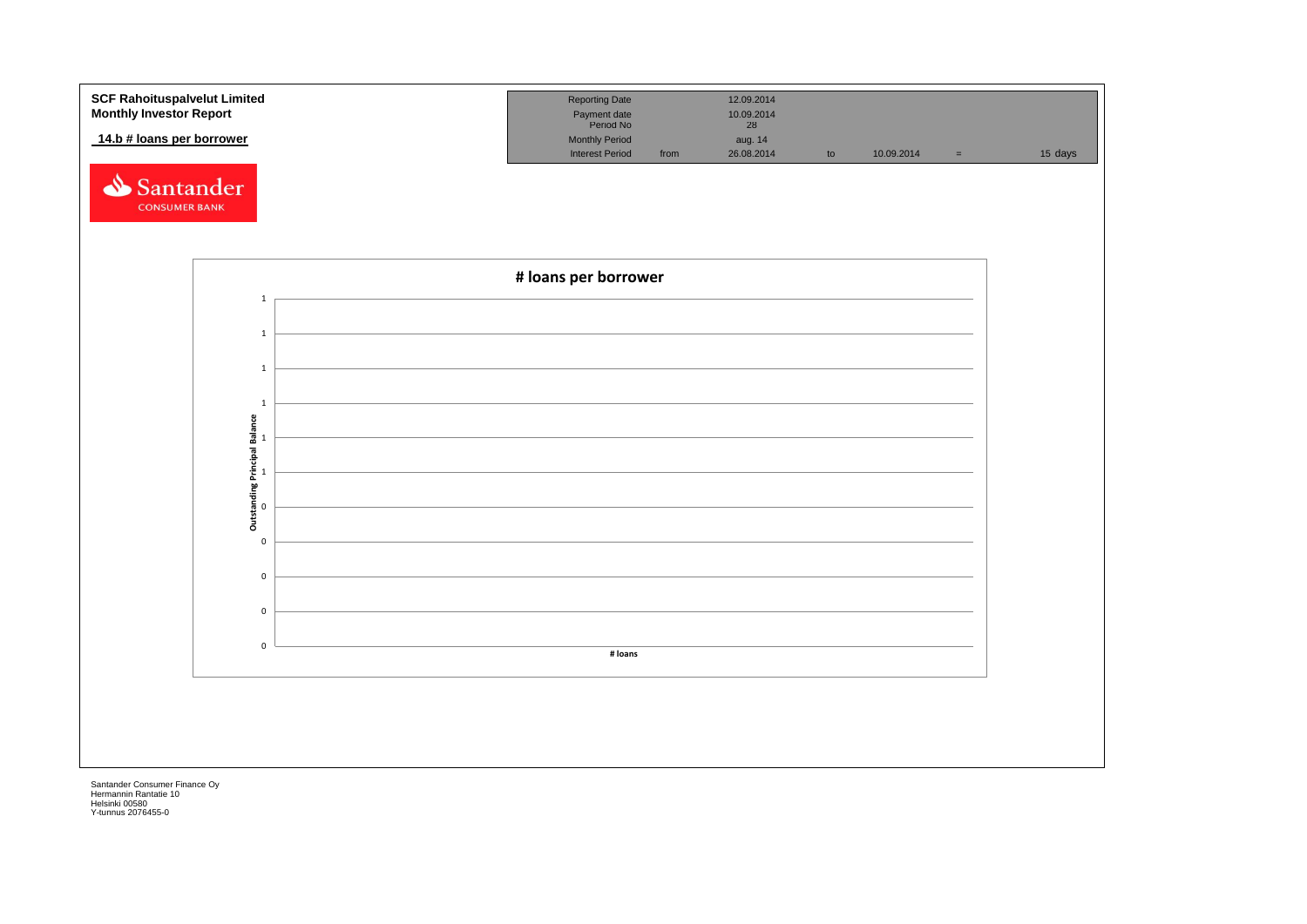**SCF Rahoituspalvelut Limited**
**Monthly Investor Report**

**14.b # loans per borrower**

| Reporting Date | | 12.09.2014 | | | | |
|---|---|---|---|---|---|---|
| Payment date | | 10.09.2014 | | | | |
| Period No | | 28 | | | | |
| Monthly Period | | aug. 14 | | | | |
| Interest Period | from | 26.08.2014 | to | 10.09.2014 | = | 15 days |

Santander CONSUMER BANK

**# loans per borrower**

Outstanding Principal Balance

1
1
1
1
1
1
0
0
0
0
0

**# loans**

Santander Consumer Finance Oy
Hermannin Rantatie 10
Helsinki 00580
Y-tunnus 2076455-0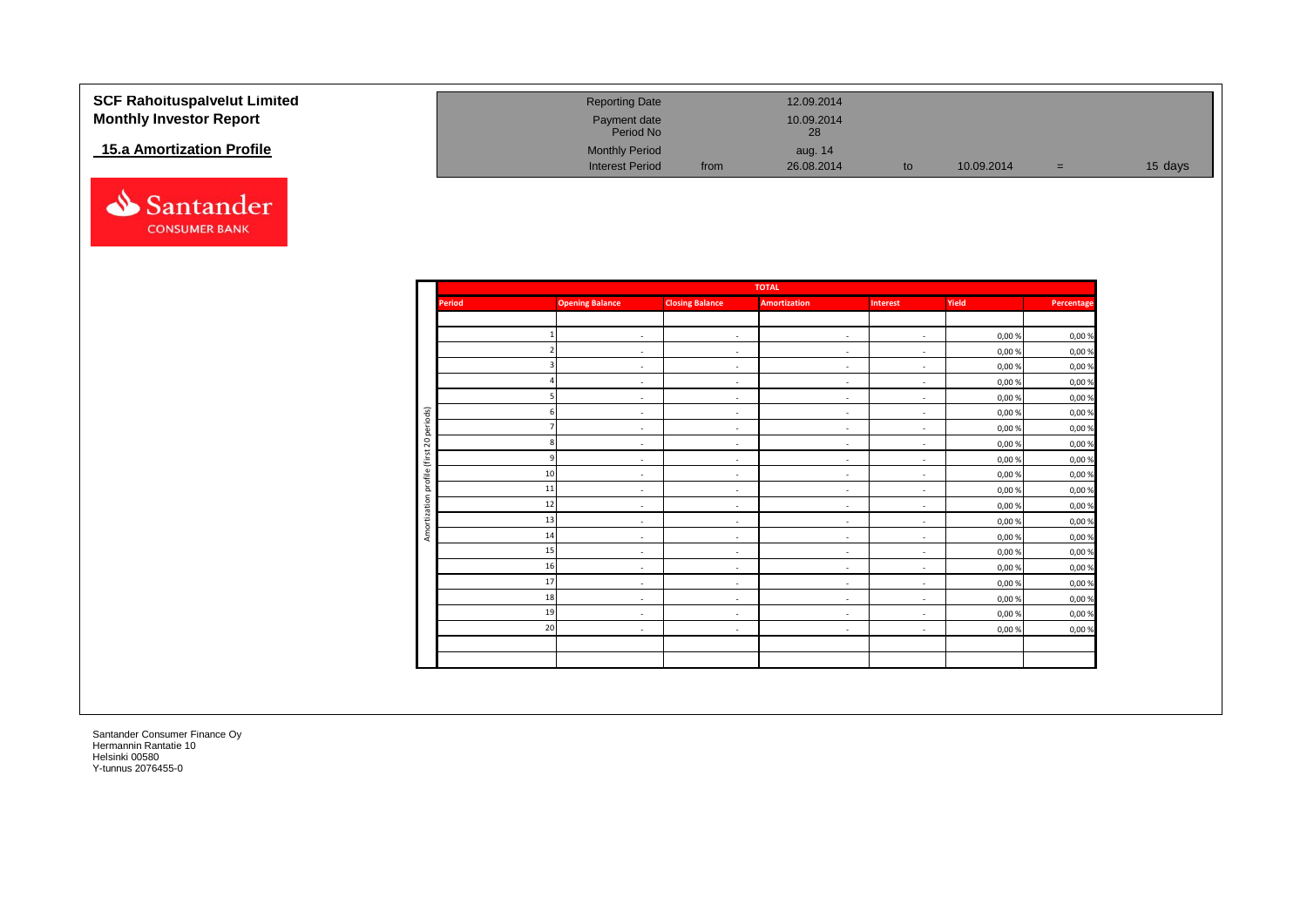# SCF Rahoituspalvelut Limited
## Monthly Investor Report

### 15.a Amortization Profile

| | | | | | | |
|---|---|---|---|---|---|---|
| Reporting Date | | 12.09.2014 | | | | |
| Payment date | | 10.09.2014 | | | | |
| Period No | | 28 | | | | |
| Monthly Period | | aug. 14 | | | | |
| Interest Period | from | 26.08.2014 | to | 10.09.2014 | = | 15 days |

Amortization profile (first 20 periods)

| TOTAL | | | | | | |
|---|---|---|---|---|---|---|
| **Period** | **Opening Balance** | **Closing Balance** | **Amortization** | **Interest** | **Yield** | **Percentage** |
| | | | | | | |
| 1 | - | - | - | - | 0,00 % | 0,00 % |
| 2 | - | - | - | - | 0,00 % | 0,00 % |
| 3 | - | - | - | - | 0,00 % | 0,00 % |
| 4 | - | - | - | - | 0,00 % | 0,00 % |
| 5 | - | - | - | - | 0,00 % | 0,00 % |
| 6 | - | - | - | - | 0,00 % | 0,00 % |
| 7 | - | - | - | - | 0,00 % | 0,00 % |
| 8 | - | - | - | - | 0,00 % | 0,00 % |
| 9 | - | - | - | - | 0,00 % | 0,00 % |
| 10 | - | - | - | - | 0,00 % | 0,00 % |
| 11 | - | - | - | - | 0,00 % | 0,00 % |
| 12 | - | - | - | - | 0,00 % | 0,00 % |
| 13 | - | - | - | - | 0,00 % | 0,00 % |
| 14 | - | - | - | - | 0,00 % | 0,00 % |
| 15 | - | - | - | - | 0,00 % | 0,00 % |
| 16 | - | - | - | - | 0,00 % | 0,00 % |
| 17 | - | - | - | - | 0,00 % | 0,00 % |
| 18 | - | - | - | - | 0,00 % | 0,00 % |
| 19 | - | - | - | - | 0,00 % | 0,00 % |
| 20 | - | - | - | - | 0,00 % | 0,00 % |
| | | | | | | |
| | | | | | | |

Santander Consumer Finance Oy
Hermannin Rantatie 10
Helsinki 00580
Y-tunnus 2076455-0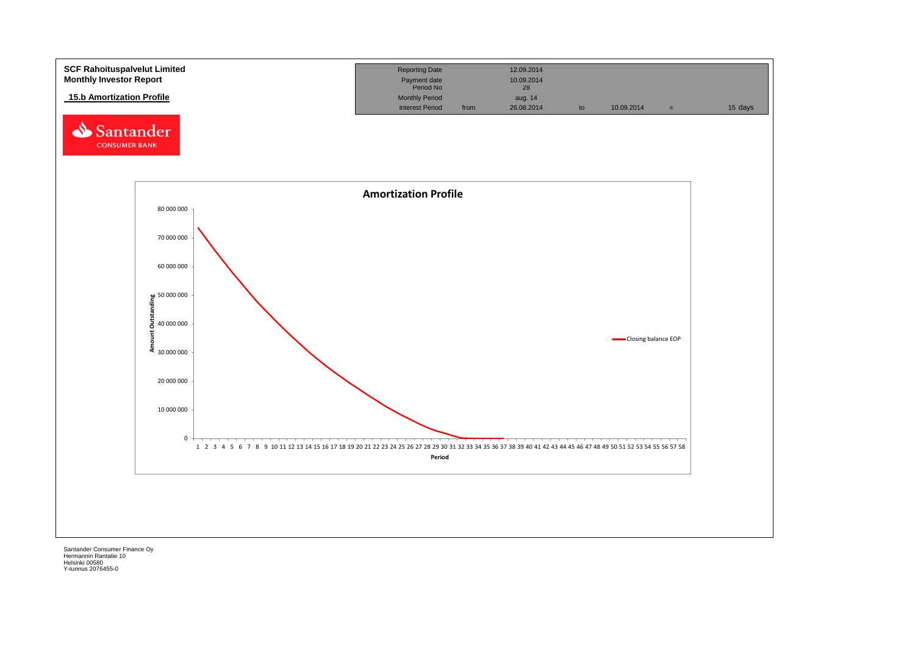**SCF Rahoituspalvelut Limited**
**Monthly Investor Report**

## 15.b Amortization Profile

| Reporting Date | | 12.09.2014 | | | | |
|---|---|---|---|---|---|---|
| Payment date | | 10.09.2014 | | | | |
| Period No | | 28 | | | | |
| Monthly Period | | aug. 14 | | | | |
| Interest Period | from | 26.08.2014 | to | 10.09.2014 | = | 15 days |

**Amortization Profile**

Amount Outstanding: 80 000 000, 70 000 000, 60 000 000, 50 000 000, 40 000 000, 30 000 000, 20 000 000, 10 000 000, 0

Period: 1 2 3 4 5 6 7 8 9 10 11 12 13 14 15 16 17 18 19 20 21 22 23 24 25 26 27 28 29 30 31 32 33 34 35 36 37 38 39 40 41 42 43 44 45 46 47 48 49 50 51 52 53 54 55 56 57 58

Closing balance EOP

Santander Consumer Finance Oy
Hermannin Rantatie 10
Helsinki 00580
Y-tunnus 2076455-0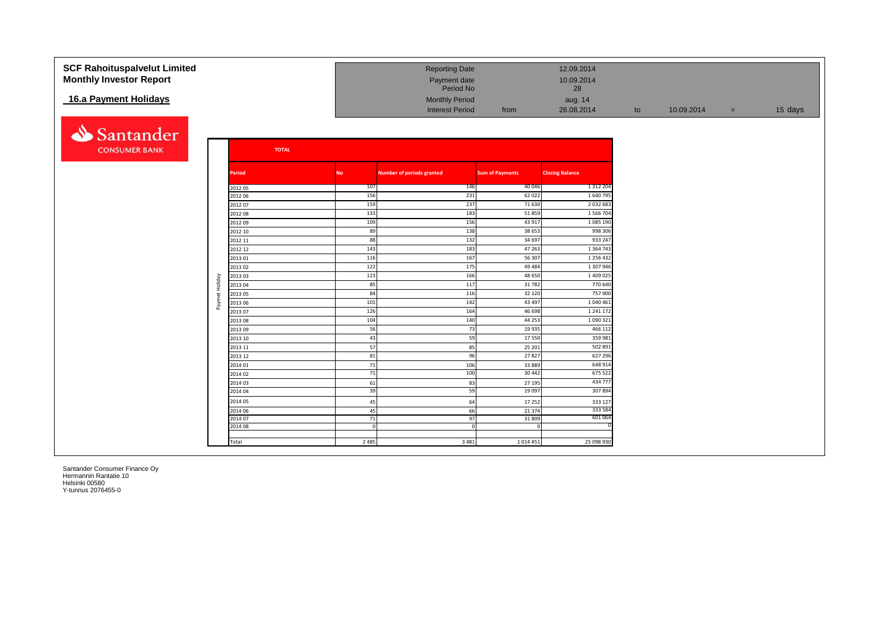**SCF Rahoituspalvelut Limited**
**Monthly Investor Report**

**16.a Payment Holidays**

| | | | | | | | |
|---|---|---|---|---|---|---|---|
| Reporting Date | | 12.09.2014 | | | | | |
| Payment date | | 10.09.2014 | | | | | |
| Period No | | 28 | | | | | |
| Monthly Period | | aug. 14 | | | | | |
| Interest Period | from | 26.08.2014 | to | 10.09.2014 | = | 15 days | |

**TOTAL**

Paymet Holiday

| Period | No | Number of periods granted | Sum of Payments | Closing Balance |
|---|---|---|---|---|
| 2012 05 | 107 | 146 | 40 046 | 1 312 204 |
| 2012 06 | 156 | 231 | 62 022 | 1 640 795 |
| 2012 07 | 159 | 237 | 71 630 | 2 032 683 |
| 2012 08 | 133 | 183 | 51 859 | 1 566 704 |
| 2012 09 | 109 | 156 | 43 917 | 1 085 190 |
| 2012 10 | 89 | 138 | 38 653 | 998 306 |
| 2012 11 | 88 | 132 | 34 697 | 933 247 |
| 2012 12 | 143 | 183 | 47 263 | 1 364 743 |
| 2013 01 | 116 | 167 | 56 307 | 1 256 432 |
| 2013 02 | 122 | 175 | 49 484 | 1 307 946 |
| 2013 03 | 123 | 166 | 48 650 | 1 409 025 |
| 2013 04 | 85 | 117 | 31 782 | 770 640 |
| 2013 05 | 84 | 116 | 32 120 | 757 900 |
| 2013 06 | 101 | 142 | 43 497 | 1 040 461 |
| 2013 07 | 126 | 164 | 46 698 | 1 241 172 |
| 2013 08 | 104 | 140 | 44 253 | 1 090 321 |
| 2013 09 | 56 | 73 | 19 935 | 466 112 |
| 2013 10 | 43 | 59 | 17 550 | 359 981 |
| 2013 11 | 57 | 85 | 25 201 | 502 891 |
| 2013 12 | 81 | 96 | 27 827 | 627 296 |
| 2014 01 | 71 | 106 | 33 889 | 648 914 |
| 2014 02 | 71 | 100 | 30 442 | 675 522 |
| 2014 03 | 61 | 83 | 27 195 | 434 777 |
| 2014 04 | 39 | 59 | 19 097 | 307 894 |
| 2014 05 | 45 | 64 | 17 252 | 333 127 |
| 2014 06 | 45 | 66 | 21 374 | 333 584 |
| 2014 07 | 71 | 97 | 31 809 | 601 064 |
| 2014 08 | 0 | 0 | 0 | 0 |
| Total | 2 485 | 3 481 | 1 014 451 | 25 098 930 |

Santander Consumer Finance Oy
Hermannin Rantatie 10
Helsinki 00580
Y-tunnus 2076455-0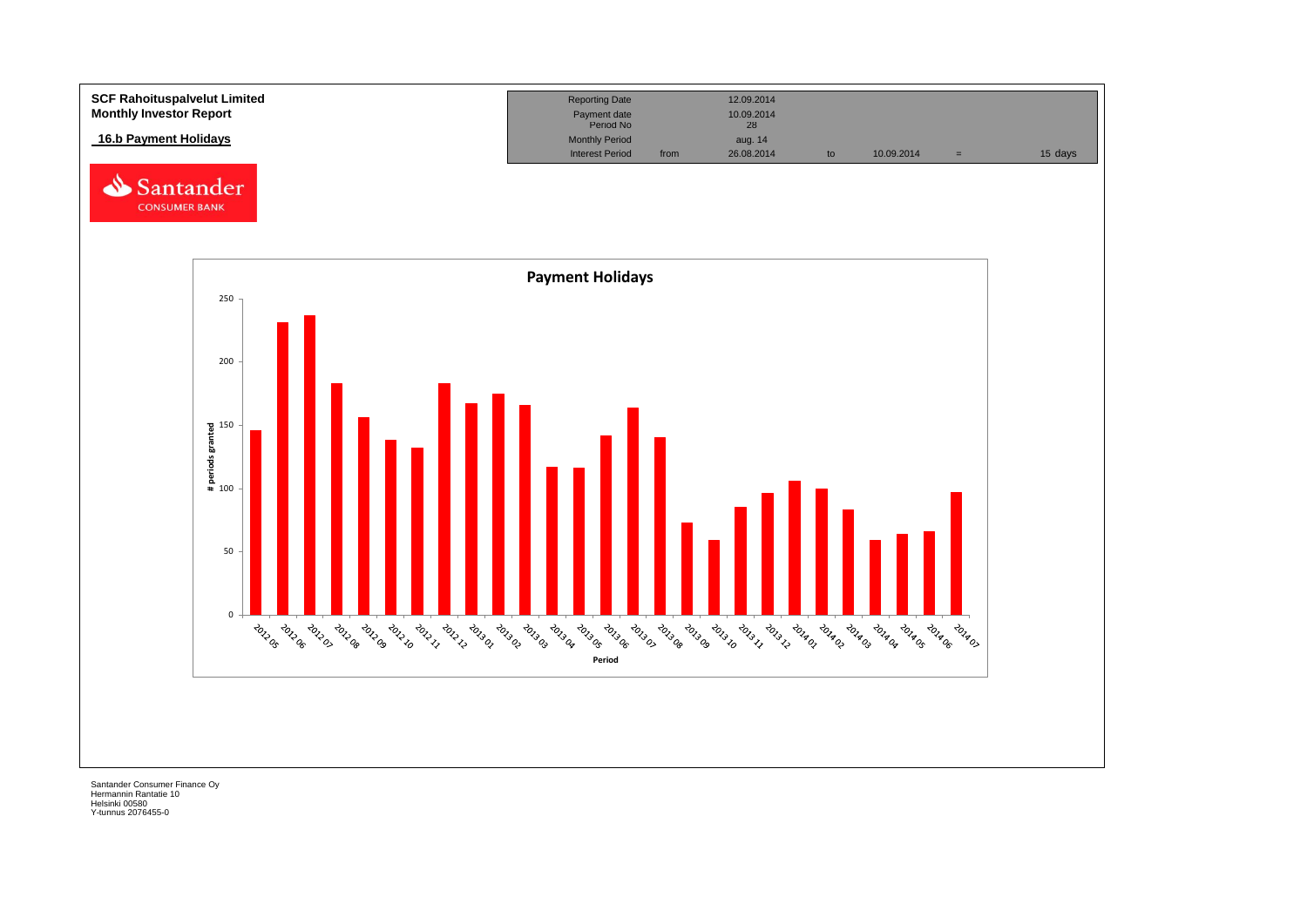**SCF Rahoituspalvelut Limited**
**Monthly Investor Report**

**16.b Payment Holidays**

| Reporting Date | | 12.09.2014 | | | | |
|---|---|---|---|---|---|---|
| Payment date | | 10.09.2014 | | | | |
| Period No | | 28 | | | | |
| Monthly Period | | aug. 14 | | | | |
| Interest Period | from | 26.08.2014 | to | 10.09.2014 | = | 15 days |

**Payment Holidays**

| Period | # periods granted |
|---|---|
| 2012 05 | 146 |
| 2012 06 | 231 |
| 2012 07 | 237 |
| 2012 08 | 183 |
| 2012 09 | 156 |
| 2012 10 | 138 |
| 2012 11 | 132 |
| 2012 12 | 183 |
| 2013 01 | 167 |
| 2013 02 | 175 |
| 2013 03 | 166 |
| 2013 04 | 117 |
| 2013 05 | 116 |
| 2013 06 | 142 |
| 2013 07 | 164 |
| 2013 08 | 140 |
| 2013 09 | 73 |
| 2013 10 | 59 |
| 2013 11 | 85 |
| 2013 12 | 96 |
| 2014 01 | 106 |
| 2014 02 | 100 |
| 2014 03 | 83 |
| 2014 04 | 59 |
| 2014 05 | 64 |
| 2014 06 | 66 |
| 2014 07 | 97 |

Santander Consumer Finance Oy
Hermannin Rantatie 10
Helsinki 00580
Y-tunnus 2076455-0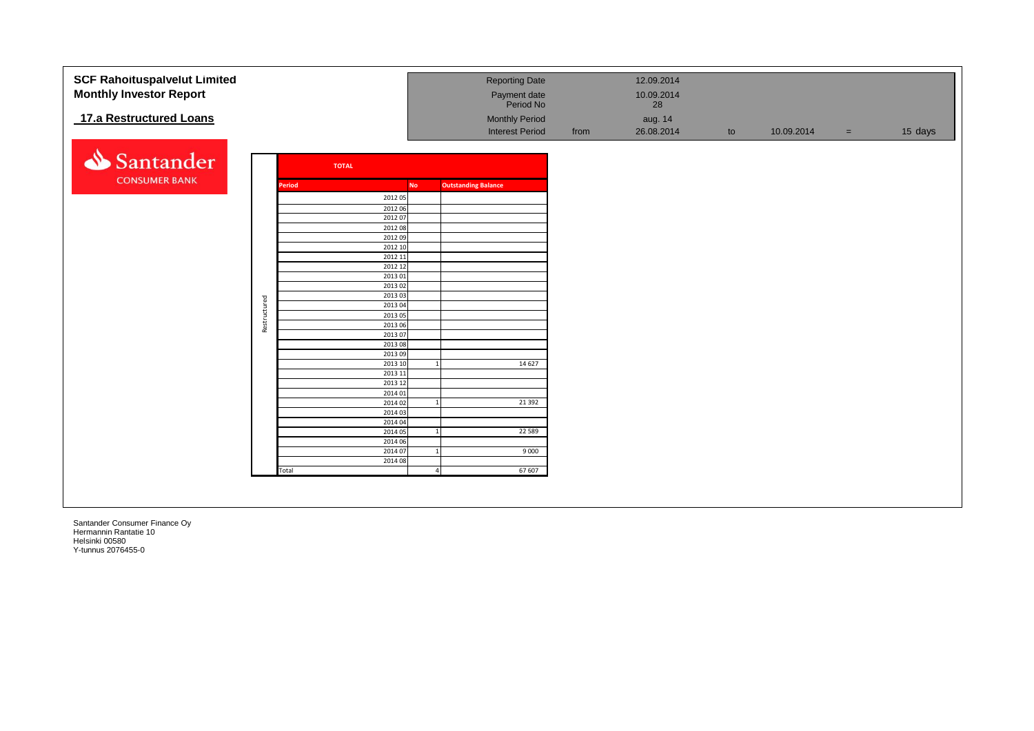# SCF Rahoituspalvelut Limited
## Monthly Investor Report

## 17.a Restructured Loans

| | | | | | | | |
|---|---|---|---|---|---|---|---|
| Reporting Date | | 12.09.2014 | | | | | |
| Payment date | | 10.09.2014 | | | | | |
| Period No | | 28 | | | | | |
| Monthly Period | | aug. 14 | | | | | |
| Interest Period | from | 26.08.2014 | to | 10.09.2014 | = | 15 days | |

Santander CONSUMER BANK

**TOTAL**

| | Period | No | Outstanding Balance |
|---|---|---|---|
| Restructured | 2012 05 | | |
| | 2012 06 | | |
| | 2012 07 | | |
| | 2012 08 | | |
| | 2012 09 | | |
| | 2012 10 | | |
| | 2012 11 | | |
| | 2012 12 | | |
| | 2013 01 | | |
| | 2013 02 | | |
| | 2013 03 | | |
| | 2013 04 | | |
| | 2013 05 | | |
| | 2013 06 | | |
| | 2013 07 | | |
| | 2013 08 | | |
| | 2013 09 | | |
| | 2013 10 | 1 | 14 627 |
| | 2013 11 | | |
| | 2013 12 | | |
| | 2014 01 | | |
| | 2014 02 | 1 | 21 392 |
| | 2014 03 | | |
| | 2014 04 | | |
| | 2014 05 | 1 | 22 589 |
| | 2014 06 | | |
| | 2014 07 | 1 | 9 000 |
| | 2014 08 | | |
| | Total | 4 | 67 607 |

Santander Consumer Finance Oy
Hermannin Rantatie 10
Helsinki 00580
Y-tunnus 2076455-0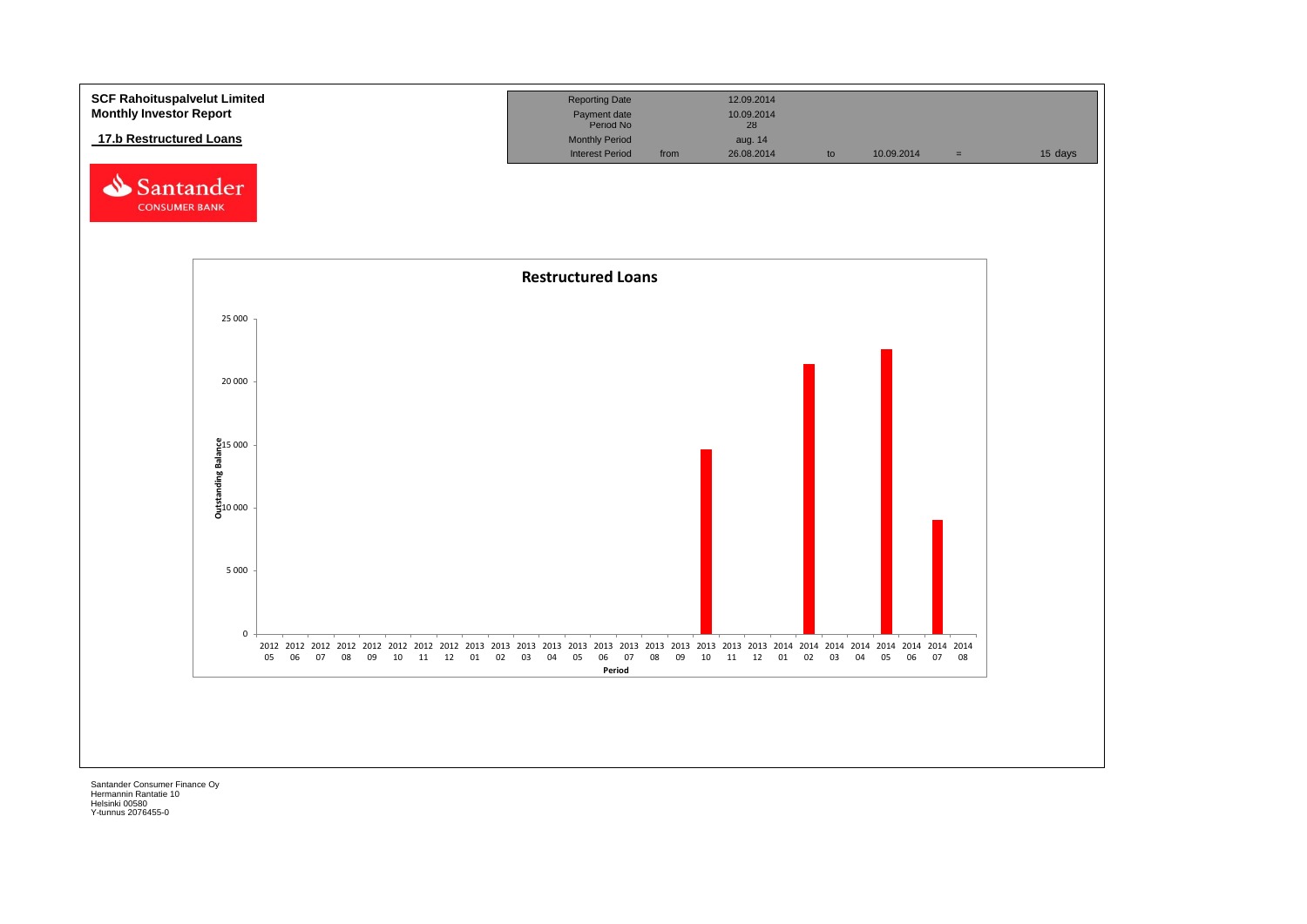**SCF Rahoituspalvelut Limited**
**Monthly Investor Report**

## 17.b Restructured Loans

| Reporting Date | | 12.09.2014 | | | | |
|---|---|---|---|---|---|---|
| Payment date | | 10.09.2014 | | | | |
| Period No | | 28 | | | | |
| Monthly Period | | aug. 14 | | | | |
| Interest Period | from | 26.08.2014 | to | 10.09.2014 | = | 15 days |

**Restructured Loans**

Outstanding Balance (y-axis: 0 – 25 000)

Period (x-axis: 2012 05 – 2014 08)

Santander Consumer Finance Oy
Hermannin Rantatie 10
Helsinki 00580
Y-tunnus 2076455-0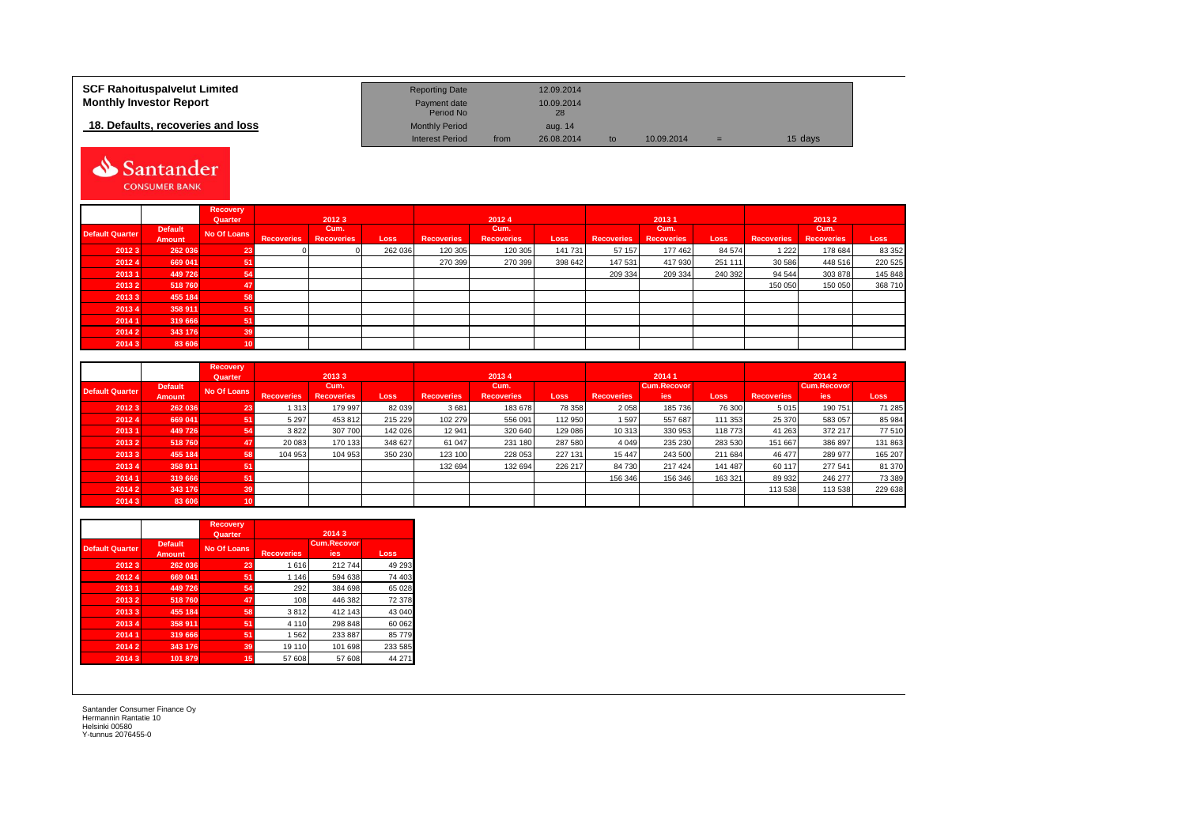**SCF Rahoituspalvelut Limited**
**Monthly Investor Report**

**18. Defaults, recoveries and loss**

| | | | | | |
|---|---|---|---|---|---|
| Reporting Date | | 12.09.2014 | | | |
| Payment date | | 10.09.2014 | | | |
| Period No | | 28 | | | |
| Monthly Period | | aug. 14 | | | |
| Interest Period | from | 26.08.2014 | to | 10.09.2014 | = 15 days |

Santander CONSUMER BANK

| | | Recovery Quarter | 2012 3 | | | 2012 4 | | | 2013 1 | | | 2013 2 | | |
|---|---|---|---|---|---|---|---|---|---|---|---|---|---|---|
| Default Quarter | Default Amount | No Of Loans | Recoveries | Cum. Recoveries | Loss | Recoveries | Cum. Recoveries | Loss | Recoveries | Cum. Recoveries | Loss | Recoveries | Cum. Recoveries | Loss |
| 2012 3 | 262 036 | 23 | 0 | 0 | 262 036 | 120 305 | 120 305 | 141 731 | 57 157 | 177 462 | 84 574 | 1 222 | 178 684 | 83 352 |
| 2012 4 | 669 041 | 51 | | | | 270 399 | 270 399 | 398 642 | 147 531 | 417 930 | 251 111 | 30 586 | 448 516 | 220 525 |
| 2013 1 | 449 726 | 54 | | | | | | | 209 334 | 209 334 | 240 392 | 94 544 | 303 878 | 145 848 |
| 2013 2 | 518 760 | 47 | | | | | | | | | | 150 050 | 150 050 | 368 710 |
| 2013 3 | 455 184 | 58 | | | | | | | | | | | | |
| 2013 4 | 358 911 | 51 | | | | | | | | | | | | |
| 2014 1 | 319 666 | 51 | | | | | | | | | | | | |
| 2014 2 | 343 176 | 39 | | | | | | | | | | | | |
| 2014 3 | 83 606 | 10 | | | | | | | | | | | | |

| | | Recovery Quarter | 2013 3 | | | 2013 4 | | | 2014 1 | | | 2014 2 | | |
|---|---|---|---|---|---|---|---|---|---|---|---|---|---|---|
| Default Quarter | Default Amount | No Of Loans | Recoveries | Cum. Recoveries | Loss | Recoveries | Cum. Recoveries | Loss | Recoveries | Cum.Recoveries | Loss | Recoveries | Cum.Recoveries | Loss |
| 2012 3 | 262 036 | 23 | 1 313 | 179 997 | 82 039 | 3 681 | 183 678 | 78 358 | 2 058 | 185 736 | 76 300 | 5 015 | 190 751 | 71 285 |
| 2012 4 | 669 041 | 51 | 5 297 | 453 812 | 215 229 | 102 279 | 556 091 | 112 950 | 1 597 | 557 687 | 111 353 | 25 370 | 583 057 | 85 984 |
| 2013 1 | 449 726 | 54 | 3 822 | 307 700 | 142 026 | 12 941 | 320 640 | 129 086 | 10 313 | 330 953 | 118 773 | 41 263 | 372 217 | 77 510 |
| 2013 2 | 518 760 | 47 | 20 083 | 170 133 | 348 627 | 61 047 | 231 180 | 287 580 | 4 049 | 235 230 | 283 530 | 151 667 | 386 897 | 131 863 |
| 2013 3 | 455 184 | 58 | 104 953 | 104 953 | 350 230 | 123 100 | 228 053 | 227 131 | 15 447 | 243 500 | 211 684 | 46 477 | 289 977 | 165 207 |
| 2013 4 | 358 911 | 51 | | | | 132 694 | 132 694 | 226 217 | 84 730 | 217 424 | 141 487 | 60 117 | 277 541 | 81 370 |
| 2014 1 | 319 666 | 51 | | | | | | | 156 346 | 156 346 | 163 321 | 89 932 | 246 277 | 73 389 |
| 2014 2 | 343 176 | 39 | | | | | | | | | | 113 538 | 113 538 | 229 638 |
| 2014 3 | 83 606 | 10 | | | | | | | | | | | | |

| | | Recovery Quarter | 2014 3 | | |
|---|---|---|---|---|---|
| Default Quarter | Default Amount | No Of Loans | Recoveries | Cum.Recoveries | Loss |
| 2012 3 | 262 036 | 23 | 1 616 | 212 744 | 49 293 |
| 2012 4 | 669 041 | 51 | 1 146 | 594 638 | 74 403 |
| 2013 1 | 449 726 | 54 | 292 | 384 698 | 65 028 |
| 2013 2 | 518 760 | 47 | 108 | 446 382 | 72 378 |
| 2013 3 | 455 184 | 58 | 3 812 | 412 143 | 43 040 |
| 2013 4 | 358 911 | 51 | 4 110 | 298 848 | 60 062 |
| 2014 1 | 319 666 | 51 | 1 562 | 233 887 | 85 779 |
| 2014 2 | 343 176 | 39 | 19 110 | 101 698 | 233 585 |
| 2014 3 | 101 879 | 15 | 57 608 | 57 608 | 44 271 |

Santander Consumer Finance Oy
Hermannin Rantatie 10
Helsinki 00580
Y-tunnus 2076455-0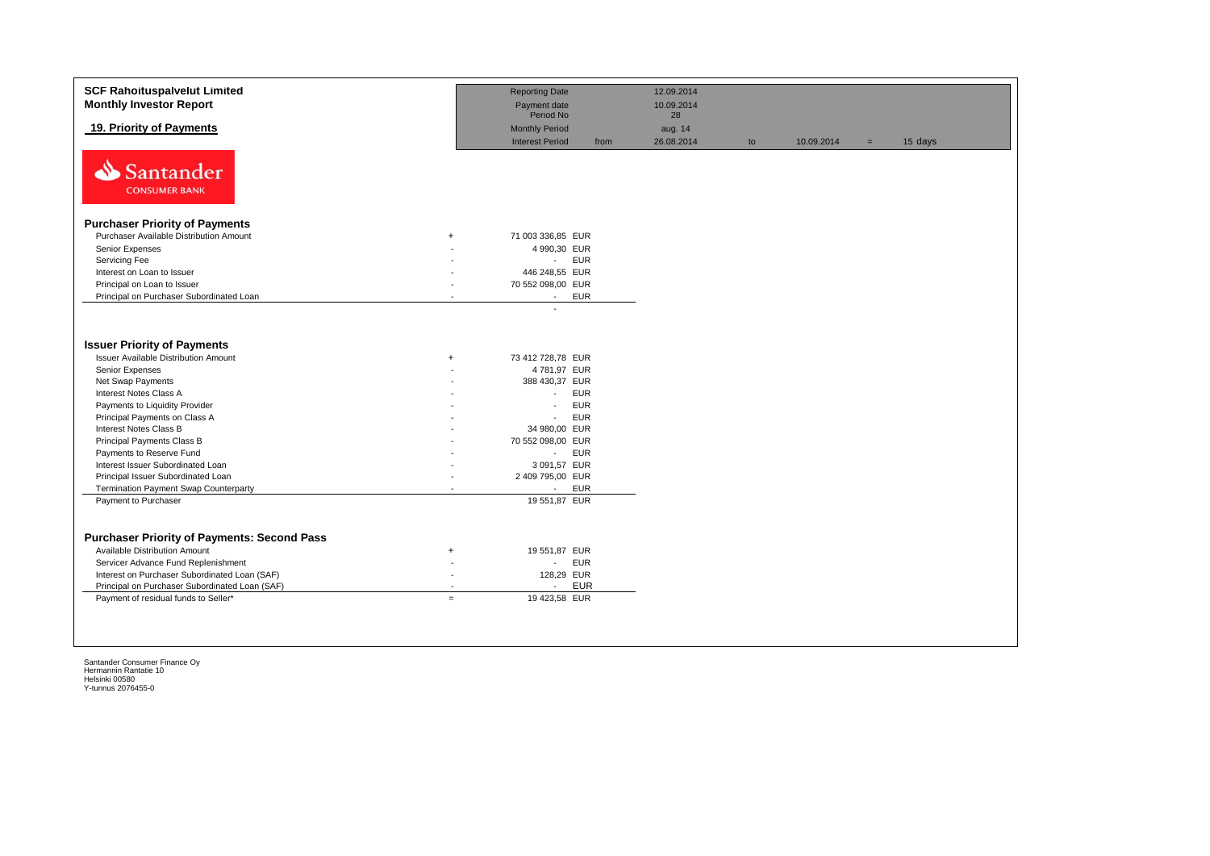**SCF Rahoituspalvelut Limited**
**Monthly Investor Report**

**19. Priority of Payments**

| | | | | | | | |
|---|---|---|---|---|---|---|---|
| Reporting Date | | 12.09.2014 | | | | | |
| Payment date | | 10.09.2014 | | | | | |
| Period No | | 28 | | | | | |
| Monthly Period | | aug. 14 | | | | | |
| Interest Period | from | 26.08.2014 | to | 10.09.2014 | = | 15 | days |

Santander CONSUMER BANK

### Purchaser Priority of Payments

| | | | |
|---|---|---|---|
| Purchaser Available Distribution Amount | + | 71 003 336,85 | EUR |
| Senior Expenses | - | 4 990,30 | EUR |
| Servicing Fee | - | - | EUR |
| Interest on Loan to Issuer | - | 446 248,55 | EUR |
| Principal on Loan to Issuer | - | 70 552 098,00 | EUR |
| Principal on Purchaser Subordinated Loan | - | - | EUR |
| | | - | |

### Issuer Priority of Payments

| | | | |
|---|---|---|---|
| Issuer Available Distribution Amount | + | 73 412 728,78 | EUR |
| Senior Expenses | - | 4 781,97 | EUR |
| Net Swap Payments | - | 388 430,37 | EUR |
| Interest Notes Class A | - | - | EUR |
| Payments to Liquidity Provider | - | - | EUR |
| Principal Payments on Class A | - | - | EUR |
| Interest Notes Class B | - | 34 980,00 | EUR |
| Principal Payments Class B | - | 70 552 098,00 | EUR |
| Payments to Reserve Fund | - | - | EUR |
| Interest Issuer Subordinated Loan | - | 3 091,57 | EUR |
| Principal Issuer Subordinated Loan | - | 2 409 795,00 | EUR |
| Termination Payment Swap Counterparty | - | - | EUR |
| Payment to Purchaser | | 19 551,87 | EUR |

### Purchaser Priority of Payments: Second Pass

| | | | |
|---|---|---|---|
| Available Distribution Amount | + | 19 551,87 | EUR |
| Servicer Advance Fund Replenishment | - | - | EUR |
| Interest on Purchaser Subordinated Loan (SAF) | - | 128,29 | EUR |
| Principal on Purchaser Subordinated Loan (SAF) | - | - | EUR |
| Payment of residual funds to Seller* | = | 19 423,58 | EUR |

Santander Consumer Finance Oy
Hermannin Rantatie 10
Helsinki 00580
Y-tunnus 2076455-0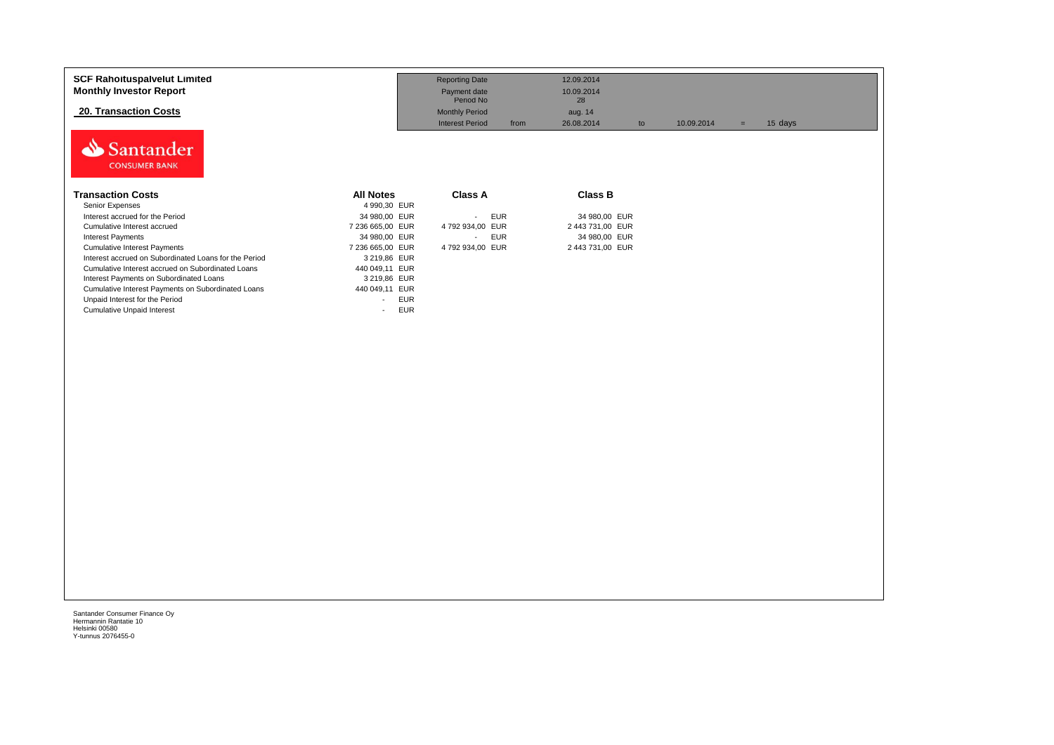**SCF Rahoituspalvelut Limited**
**Monthly Investor Report**

## 20. Transaction Costs

| Reporting Date | | 12.09.2014 | | | | |
|---|---|---|---|---|---|---|
| Payment date | | 10.09.2014 | | | | |
| Period No | | 28 | | | | |
| Monthly Period | | aug. 14 | | | | |
| Interest Period | from | 26.08.2014 | to | 10.09.2014 | = | 15 days |

| Transaction Costs | All Notes | | Class A | | Class B | |
|---|---|---|---|---|---|---|
| Senior Expenses | 4 990,30 | EUR | | | | |
| Interest accrued for the Period | 34 980,00 | EUR | - | EUR | 34 980,00 | EUR |
| Cumulative Interest accrued | 7 236 665,00 | EUR | 4 792 934,00 | EUR | 2 443 731,00 | EUR |
| Interest Payments | 34 980,00 | EUR | - | EUR | 34 980,00 | EUR |
| Cumulative Interest Payments | 7 236 665,00 | EUR | 4 792 934,00 | EUR | 2 443 731,00 | EUR |
| Interest accrued on Subordinated Loans for the Period | 3 219,86 | EUR | | | | |
| Cumulative Interest accrued on Subordinated Loans | 440 049,11 | EUR | | | | |
| Interest Payments on Subordinated Loans | 3 219,86 | EUR | | | | |
| Cumulative Interest Payments on Subordinated Loans | 440 049,11 | EUR | | | | |
| Unpaid Interest for the Period | - | EUR | | | | |
| Cumulative Unpaid Interest | - | EUR | | | | |

Santander Consumer Finance Oy
Hermannin Rantatie 10
Helsinki 00580
Y-tunnus 2076455-0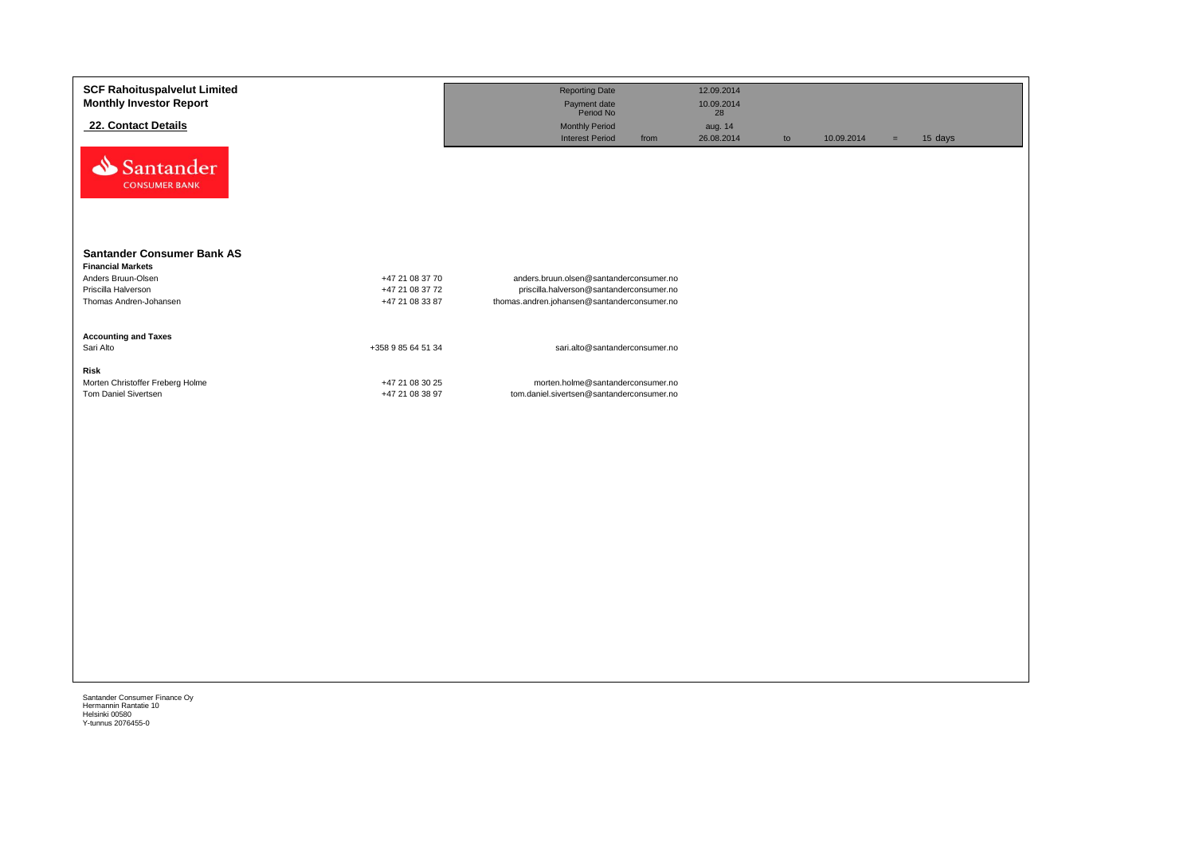**SCF Rahoituspalvelut Limited**
**Monthly Investor Report**

**22. Contact Details**

| | | | | | | |
|---|---|---|---|---|---|---|
| Reporting Date | | 12.09.2014 | | | | |
| Payment date | | 10.09.2014 | | | | |
| Period No | | 28 | | | | |
| Monthly Period | | aug. 14 | | | | |
| Interest Period | from | 26.08.2014 | to | 10.09.2014 | = | 15 days |

## Santander Consumer Bank AS

**Financial Markets**

| | | |
|---|---|---|
| Anders Bruun-Olsen | +47 21 08 37 70 | anders.bruun.olsen@santanderconsumer.no |
| Priscilla Halverson | +47 21 08 37 72 | priscilla.halverson@santanderconsumer.no |
| Thomas Andren-Johansen | +47 21 08 33 87 | thomas.andren.johansen@santanderconsumer.no |

**Accounting and Taxes**

| | | |
|---|---|---|
| Sari Alto | +358 9 85 64 51 34 | sari.alto@santanderconsumer.no |

**Risk**

| | | |
|---|---|---|
| Morten Christoffer Freberg Holme | +47 21 08 30 25 | morten.holme@santanderconsumer.no |
| Tom Daniel Sivertsen | +47 21 08 38 97 | tom.daniel.sivertsen@santanderconsumer.no |

Santander Consumer Finance Oy
Hermannin Rantatie 10
Helsinki 00580
Y-tunnus 2076455-0